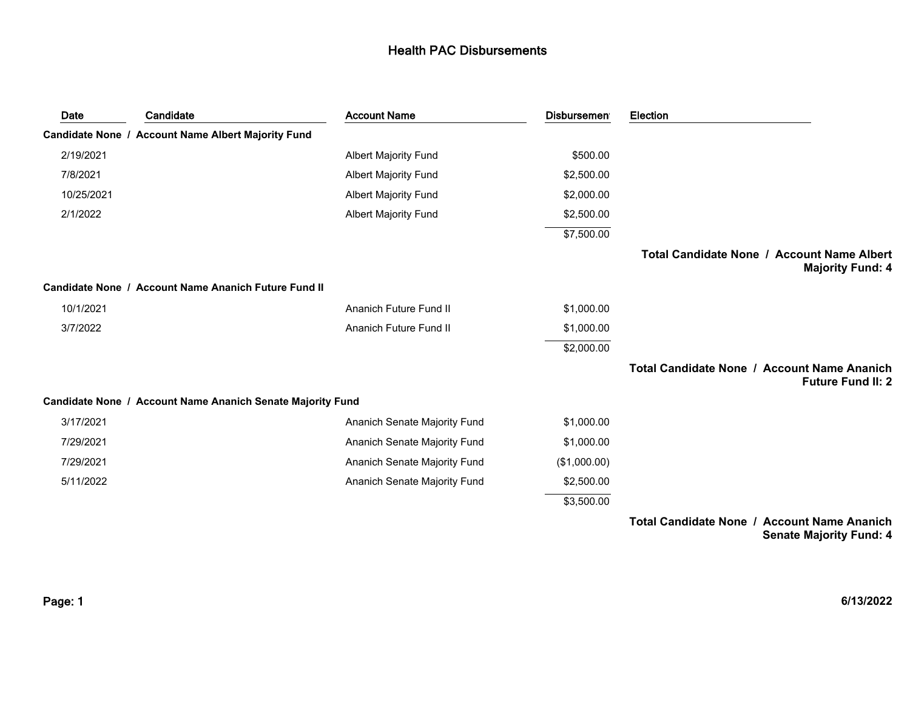# Health PAC Disbursements

| Date | Candidate | Account Name | Disbursement | Election |
|---|---|---|---|---|
| **Candidate None / Account Name Albert Majority Fund** | | | | |
| 2/19/2021 | | Albert Majority Fund | $500.00 | |
| 7/8/2021 | | Albert Majority Fund | $2,500.00 | |
| 10/25/2021 | | Albert Majority Fund | $2,000.00 | |
| 2/1/2022 | | Albert Majority Fund | $2,500.00 | |
| | | | $7,500.00 | |
| | | | | **Total Candidate None / Account Name Albert Majority Fund: 4** |
| **Candidate None / Account Name Ananich Future Fund II** | | | | |
| 10/1/2021 | | Ananich Future Fund II | $1,000.00 | |
| 3/7/2022 | | Ananich Future Fund II | $1,000.00 | |
| | | | $2,000.00 | |
| | | | | **Total Candidate None / Account Name Ananich Future Fund II: 2** |
| **Candidate None / Account Name Ananich Senate Majority Fund** | | | | |
| 3/17/2021 | | Ananich Senate Majority Fund | $1,000.00 | |
| 7/29/2021 | | Ananich Senate Majority Fund | $1,000.00 | |
| 7/29/2021 | | Ananich Senate Majority Fund | ($1,000.00) | |
| 5/11/2022 | | Ananich Senate Majority Fund | $2,500.00 | |
| | | | $3,500.00 | |
| | | | | **Total Candidate None / Account Name Ananich Senate Majority Fund: 4** |

**Page: 1** **6/13/2022**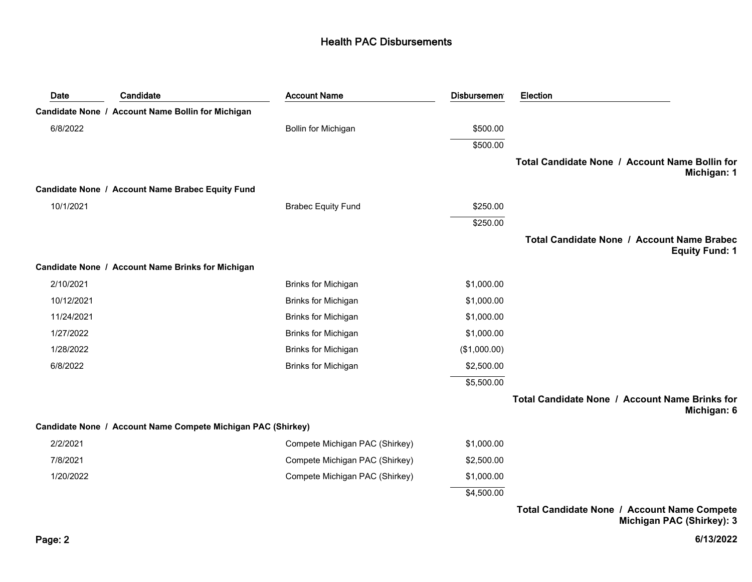# Health PAC Disbursements

| Date | Candidate | Account Name | Disbursement | Election |
|---|---|---|---|---|
| **Candidate None / Account Name Bollin for Michigan** | | | | |
| 6/8/2022 | | Bollin for Michigan | $500.00 | |
| | | | $500.00 | |
| | | | | **Total Candidate None / Account Name Bollin for Michigan: 1** |
| **Candidate None / Account Name Brabec Equity Fund** | | | | |
| 10/1/2021 | | Brabec Equity Fund | $250.00 | |
| | | | $250.00 | |
| | | | | **Total Candidate None / Account Name Brabec Equity Fund: 1** |
| **Candidate None / Account Name Brinks for Michigan** | | | | |
| 2/10/2021 | | Brinks for Michigan | $1,000.00 | |
| 10/12/2021 | | Brinks for Michigan | $1,000.00 | |
| 11/24/2021 | | Brinks for Michigan | $1,000.00 | |
| 1/27/2022 | | Brinks for Michigan | $1,000.00 | |
| 1/28/2022 | | Brinks for Michigan | ($1,000.00) | |
| 6/8/2022 | | Brinks for Michigan | $2,500.00 | |
| | | | $5,500.00 | |
| | | | | **Total Candidate None / Account Name Brinks for Michigan: 6** |
| **Candidate None / Account Name Compete Michigan PAC (Shirkey)** | | | | |
| 2/2/2021 | | Compete Michigan PAC (Shirkey) | $1,000.00 | |
| 7/8/2021 | | Compete Michigan PAC (Shirkey) | $2,500.00 | |
| 1/20/2022 | | Compete Michigan PAC (Shirkey) | $1,000.00 | |
| | | | $4,500.00 | |
| | | | | **Total Candidate None / Account Name Compete Michigan PAC (Shirkey): 3** |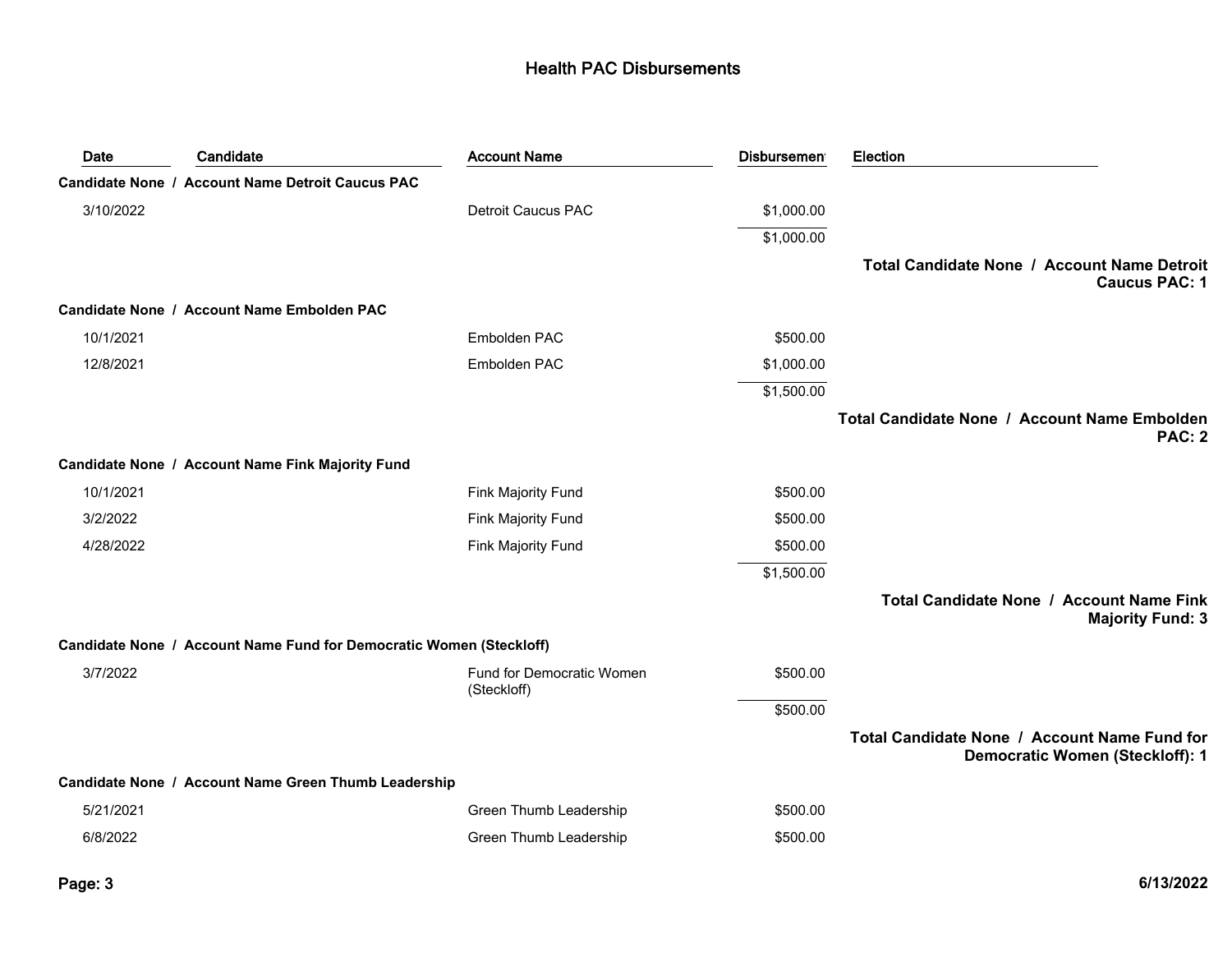# Health PAC Disbursements

| Date | Candidate | Account Name | Disbursement | Election |
|---|---|---|---|---|
| **Candidate None / Account Name Detroit Caucus PAC** | | | | |
| 3/10/2022 | | Detroit Caucus PAC | $1,000.00 | |
| | | | $1,000.00 | |
| | | | | **Total Candidate None / Account Name Detroit Caucus PAC: 1** |
| **Candidate None / Account Name Embolden PAC** | | | | |
| 10/1/2021 | | Embolden PAC | $500.00 | |
| 12/8/2021 | | Embolden PAC | $1,000.00 | |
| | | | $1,500.00 | |
| | | | | **Total Candidate None / Account Name Embolden PAC: 2** |
| **Candidate None / Account Name Fink Majority Fund** | | | | |
| 10/1/2021 | | Fink Majority Fund | $500.00 | |
| 3/2/2022 | | Fink Majority Fund | $500.00 | |
| 4/28/2022 | | Fink Majority Fund | $500.00 | |
| | | | $1,500.00 | |
| | | | | **Total Candidate None / Account Name Fink Majority Fund: 3** |
| **Candidate None / Account Name Fund for Democratic Women (Steckloff)** | | | | |
| 3/7/2022 | | Fund for Democratic Women (Steckloff) | $500.00 | |
| | | | $500.00 | |
| | | | | **Total Candidate None / Account Name Fund for Democratic Women (Steckloff): 1** |
| **Candidate None / Account Name Green Thumb Leadership** | | | | |
| 5/21/2021 | | Green Thumb Leadership | $500.00 | |
| 6/8/2022 | | Green Thumb Leadership | $500.00 | |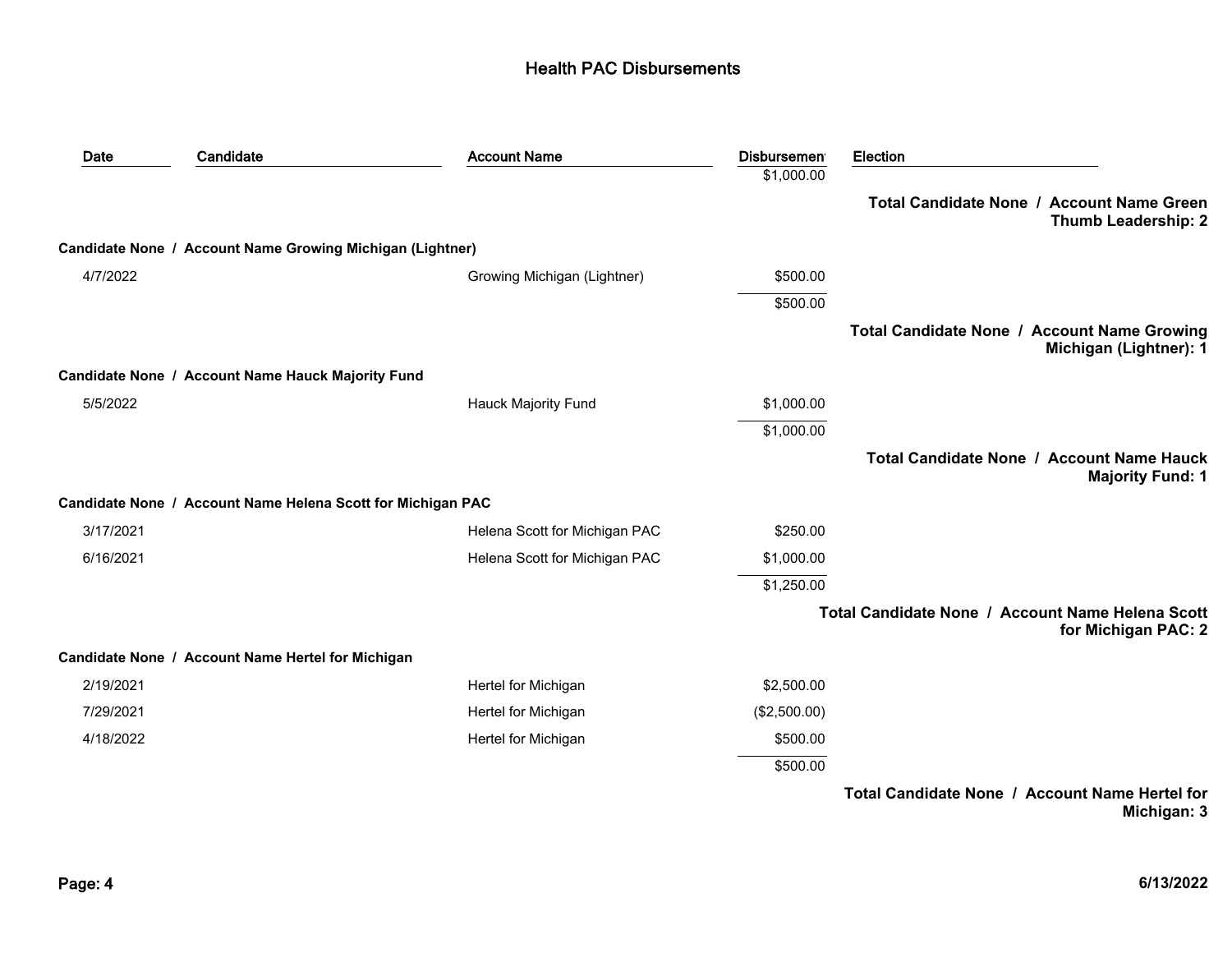## Health PAC Disbursements

| Date | Candidate | Account Name | Disbursement | Election |
|---|---|---|---|---|
| | | | $1,000.00 | |
| | | | | **Total Candidate None / Account Name Green Thumb Leadership: 2** |
| **Candidate None / Account Name Growing Michigan (Lightner)** | | | | |
| 4/7/2022 | | Growing Michigan (Lightner) | $500.00 | |
| | | | $500.00 | |
| | | | | **Total Candidate None / Account Name Growing Michigan (Lightner): 1** |
| **Candidate None / Account Name Hauck Majority Fund** | | | | |
| 5/5/2022 | | Hauck Majority Fund | $1,000.00 | |
| | | | $1,000.00 | |
| | | | | **Total Candidate None / Account Name Hauck Majority Fund: 1** |
| **Candidate None / Account Name Helena Scott for Michigan PAC** | | | | |
| 3/17/2021 | | Helena Scott for Michigan PAC | $250.00 | |
| 6/16/2021 | | Helena Scott for Michigan PAC | $1,000.00 | |
| | | | $1,250.00 | |
| | | | | **Total Candidate None / Account Name Helena Scott for Michigan PAC: 2** |
| **Candidate None / Account Name Hertel for Michigan** | | | | |
| 2/19/2021 | | Hertel for Michigan | $2,500.00 | |
| 7/29/2021 | | Hertel for Michigan | ($2,500.00) | |
| 4/18/2022 | | Hertel for Michigan | $500.00 | |
| | | | $500.00 | |
| | | | | **Total Candidate None / Account Name Hertel for Michigan: 3** |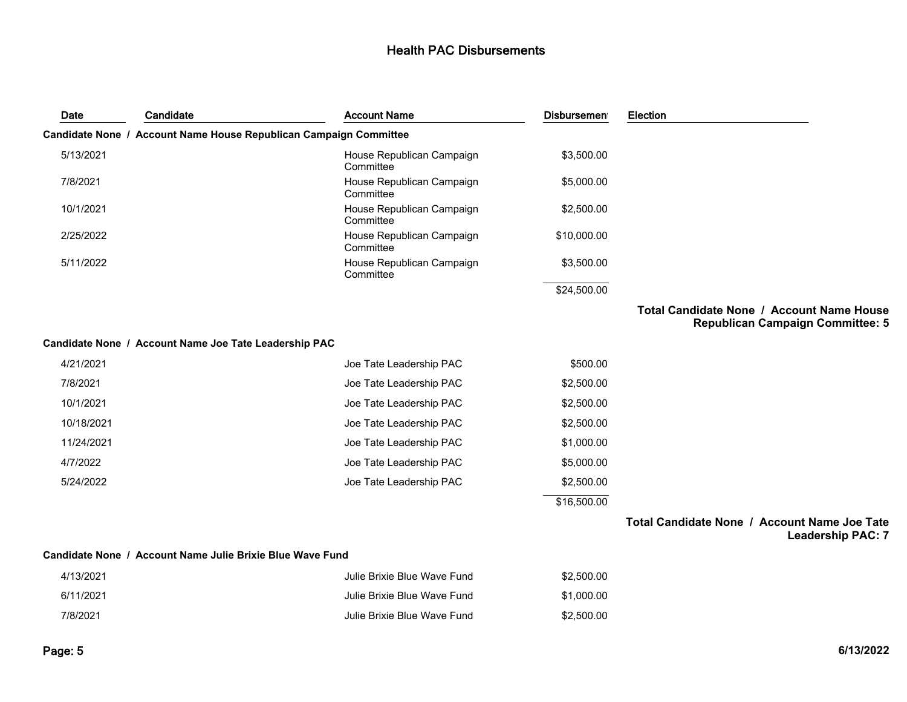# Health PAC Disbursements

| Date | Candidate | Account Name | Disbursement | Election |
|---|---|---|---|---|
| **Candidate None / Account Name House Republican Campaign Committee** | | | | |
| 5/13/2021 | | House Republican Campaign Committee | $3,500.00 | |
| 7/8/2021 | | House Republican Campaign Committee | $5,000.00 | |
| 10/1/2021 | | House Republican Campaign Committee | $2,500.00 | |
| 2/25/2022 | | House Republican Campaign Committee | $10,000.00 | |
| 5/11/2022 | | House Republican Campaign Committee | $3,500.00 | |
| | | | $24,500.00 | |
| | | | | **Total Candidate None / Account Name House Republican Campaign Committee: 5** |
| **Candidate None / Account Name Joe Tate Leadership PAC** | | | | |
| 4/21/2021 | | Joe Tate Leadership PAC | $500.00 | |
| 7/8/2021 | | Joe Tate Leadership PAC | $2,500.00 | |
| 10/1/2021 | | Joe Tate Leadership PAC | $2,500.00 | |
| 10/18/2021 | | Joe Tate Leadership PAC | $2,500.00 | |
| 11/24/2021 | | Joe Tate Leadership PAC | $1,000.00 | |
| 4/7/2022 | | Joe Tate Leadership PAC | $5,000.00 | |
| 5/24/2022 | | Joe Tate Leadership PAC | $2,500.00 | |
| | | | $16,500.00 | |
| | | | | **Total Candidate None / Account Name Joe Tate Leadership PAC: 7** |
| **Candidate None / Account Name Julie Brixie Blue Wave Fund** | | | | |
| 4/13/2021 | | Julie Brixie Blue Wave Fund | $2,500.00 | |
| 6/11/2021 | | Julie Brixie Blue Wave Fund | $1,000.00 | |
| 7/8/2021 | | Julie Brixie Blue Wave Fund | $2,500.00 | |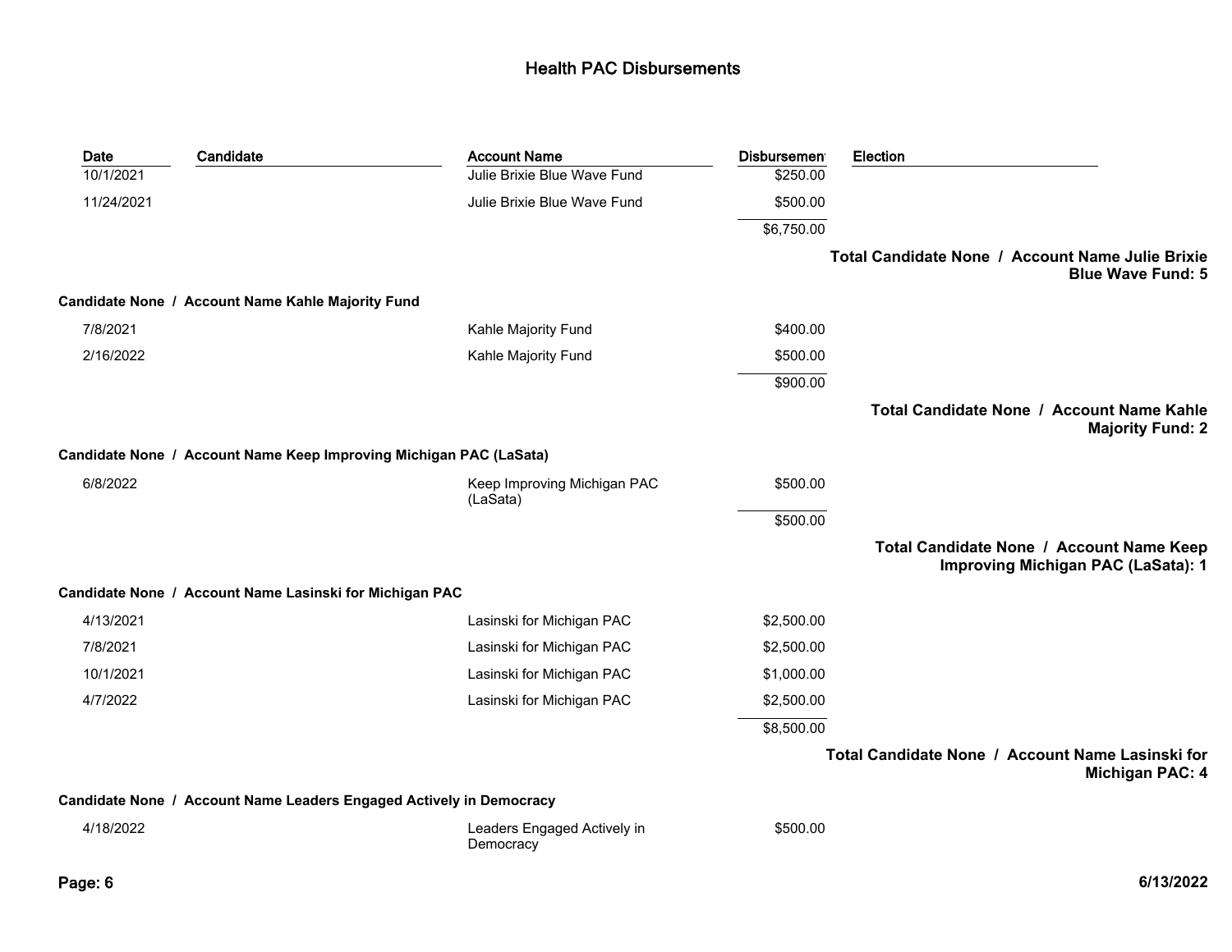# Health PAC Disbursements

| Date | Candidate | Account Name | Disbursement | Election |
|---|---|---|---|---|
| 10/1/2021 | | Julie Brixie Blue Wave Fund | $250.00 | |
| 11/24/2021 | | Julie Brixie Blue Wave Fund | $500.00 | |
| | | | $6,750.00 | |
| | | | | **Total Candidate None / Account Name Julie Brixie Blue Wave Fund: 5** |
| **Candidate None / Account Name Kahle Majority Fund** | | | | |
| 7/8/2021 | | Kahle Majority Fund | $400.00 | |
| 2/16/2022 | | Kahle Majority Fund | $500.00 | |
| | | | $900.00 | |
| | | | | **Total Candidate None / Account Name Kahle Majority Fund: 2** |
| **Candidate None / Account Name Keep Improving Michigan PAC (LaSata)** | | | | |
| 6/8/2022 | | Keep Improving Michigan PAC (LaSata) | $500.00 | |
| | | | $500.00 | |
| | | | | **Total Candidate None / Account Name Keep Improving Michigan PAC (LaSata): 1** |
| **Candidate None / Account Name Lasinski for Michigan PAC** | | | | |
| 4/13/2021 | | Lasinski for Michigan PAC | $2,500.00 | |
| 7/8/2021 | | Lasinski for Michigan PAC | $2,500.00 | |
| 10/1/2021 | | Lasinski for Michigan PAC | $1,000.00 | |
| 4/7/2022 | | Lasinski for Michigan PAC | $2,500.00 | |
| | | | $8,500.00 | |
| | | | | **Total Candidate None / Account Name Lasinski for Michigan PAC: 4** |
| **Candidate None / Account Name Leaders Engaged Actively in Democracy** | | | | |
| 4/18/2022 | | Leaders Engaged Actively in Democracy | $500.00 | |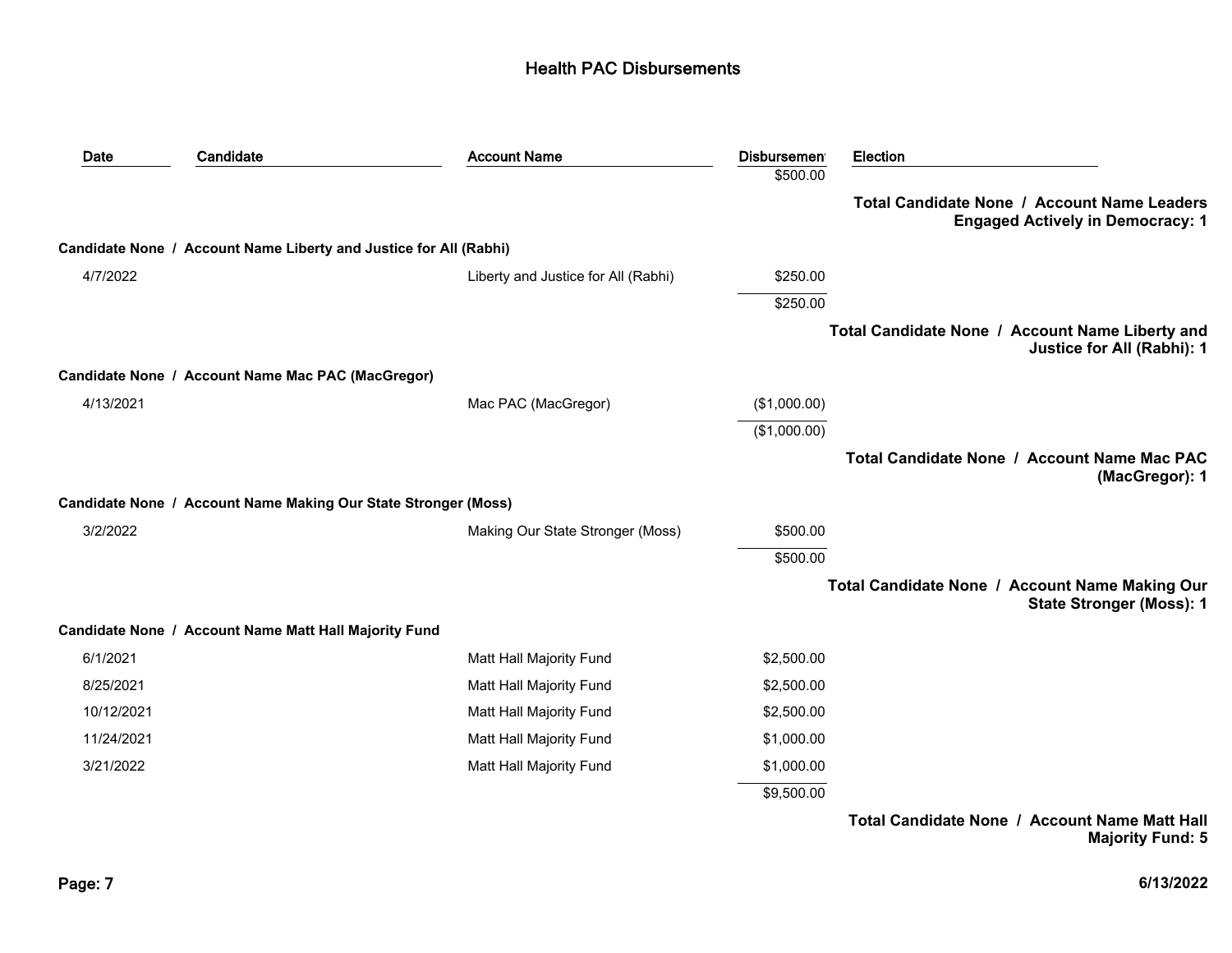# Health PAC Disbursements

| Date | Candidate | Account Name | Disbursement | Election |
|---|---|---|---|---|
| | | | $500.00 | |
| | | | | **Total Candidate None / Account Name Leaders Engaged Actively in Democracy: 1** |
| **Candidate None / Account Name Liberty and Justice for All (Rabhi)** | | | | |
| 4/7/2022 | | Liberty and Justice for All (Rabhi) | $250.00 | |
| | | | $250.00 | |
| | | | | **Total Candidate None / Account Name Liberty and Justice for All (Rabhi): 1** |
| **Candidate None / Account Name Mac PAC (MacGregor)** | | | | |
| 4/13/2021 | | Mac PAC (MacGregor) | ($1,000.00) | |
| | | | ($1,000.00) | |
| | | | | **Total Candidate None / Account Name Mac PAC (MacGregor): 1** |
| **Candidate None / Account Name Making Our State Stronger (Moss)** | | | | |
| 3/2/2022 | | Making Our State Stronger (Moss) | $500.00 | |
| | | | $500.00 | |
| | | | | **Total Candidate None / Account Name Making Our State Stronger (Moss): 1** |
| **Candidate None / Account Name Matt Hall Majority Fund** | | | | |
| 6/1/2021 | | Matt Hall Majority Fund | $2,500.00 | |
| 8/25/2021 | | Matt Hall Majority Fund | $2,500.00 | |
| 10/12/2021 | | Matt Hall Majority Fund | $2,500.00 | |
| 11/24/2021 | | Matt Hall Majority Fund | $1,000.00 | |
| 3/21/2022 | | Matt Hall Majority Fund | $1,000.00 | |
| | | | $9,500.00 | |
| | | | | **Total Candidate None / Account Name Matt Hall Majority Fund: 5** |

6/13/2022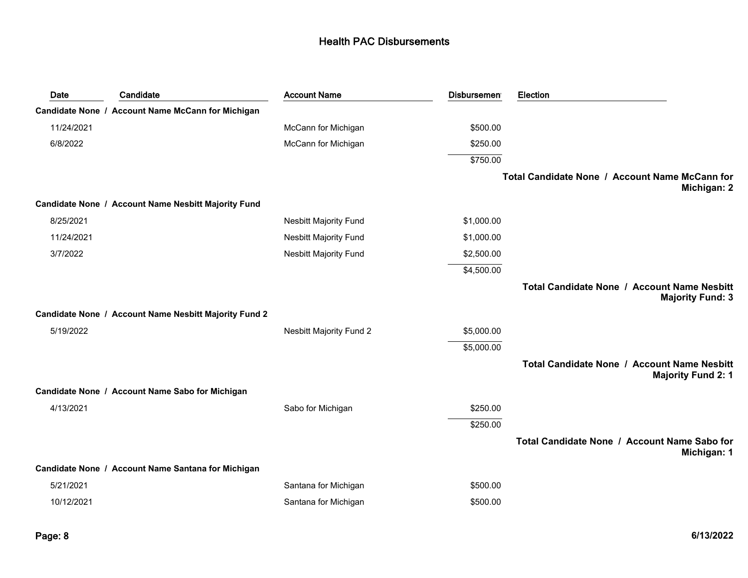# Health PAC Disbursements

| Date | Candidate | Account Name | Disbursement | Election |
|---|---|---|---|---|
| **Candidate None / Account Name McCann for Michigan** | | | | |
| 11/24/2021 | | McCann for Michigan | $500.00 | |
| 6/8/2022 | | McCann for Michigan | $250.00 | |
| | | | $750.00 | |
| | | | | **Total Candidate None / Account Name McCann for Michigan: 2** |
| **Candidate None / Account Name Nesbitt Majority Fund** | | | | |
| 8/25/2021 | | Nesbitt Majority Fund | $1,000.00 | |
| 11/24/2021 | | Nesbitt Majority Fund | $1,000.00 | |
| 3/7/2022 | | Nesbitt Majority Fund | $2,500.00 | |
| | | | $4,500.00 | |
| | | | | **Total Candidate None / Account Name Nesbitt Majority Fund: 3** |
| **Candidate None / Account Name Nesbitt Majority Fund 2** | | | | |
| 5/19/2022 | | Nesbitt Majority Fund 2 | $5,000.00 | |
| | | | $5,000.00 | |
| | | | | **Total Candidate None / Account Name Nesbitt Majority Fund 2: 1** |
| **Candidate None / Account Name Sabo for Michigan** | | | | |
| 4/13/2021 | | Sabo for Michigan | $250.00 | |
| | | | $250.00 | |
| | | | | **Total Candidate None / Account Name Sabo for Michigan: 1** |
| **Candidate None / Account Name Santana for Michigan** | | | | |
| 5/21/2021 | | Santana for Michigan | $500.00 | |
| 10/12/2021 | | Santana for Michigan | $500.00 | |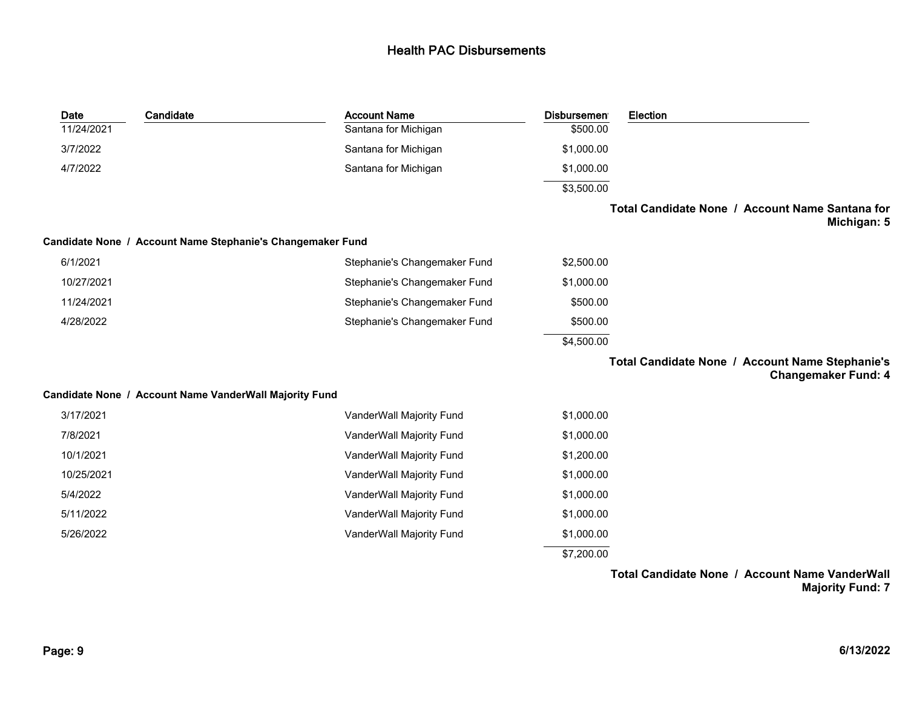# Health PAC Disbursements

| Date | Candidate | Account Name | Disbursement | Election |
|---|---|---|---|---|
| 11/24/2021 | | Santana for Michigan | $500.00 | |
| 3/7/2022 | | Santana for Michigan | $1,000.00 | |
| 4/7/2022 | | Santana for Michigan | $1,000.00 | |
| | | | $3,500.00 | |

**Total Candidate None / Account Name Santana for Michigan: 5**

**Candidate None / Account Name Stephanie's Changemaker Fund**

| Date | Candidate | Account Name | Disbursement | Election |
|---|---|---|---|---|
| 6/1/2021 | | Stephanie's Changemaker Fund | $2,500.00 | |
| 10/27/2021 | | Stephanie's Changemaker Fund | $1,000.00 | |
| 11/24/2021 | | Stephanie's Changemaker Fund | $500.00 | |
| 4/28/2022 | | Stephanie's Changemaker Fund | $500.00 | |
| | | | $4,500.00 | |

**Total Candidate None / Account Name Stephanie's Changemaker Fund: 4**

**Candidate None / Account Name VanderWall Majority Fund**

| Date | Candidate | Account Name | Disbursement | Election |
|---|---|---|---|---|
| 3/17/2021 | | VanderWall Majority Fund | $1,000.00 | |
| 7/8/2021 | | VanderWall Majority Fund | $1,000.00 | |
| 10/1/2021 | | VanderWall Majority Fund | $1,200.00 | |
| 10/25/2021 | | VanderWall Majority Fund | $1,000.00 | |
| 5/4/2022 | | VanderWall Majority Fund | $1,000.00 | |
| 5/11/2022 | | VanderWall Majority Fund | $1,000.00 | |
| 5/26/2022 | | VanderWall Majority Fund | $1,000.00 | |
| | | | $7,200.00 | |

**Total Candidate None / Account Name VanderWall Majority Fund: 7**

6/13/2022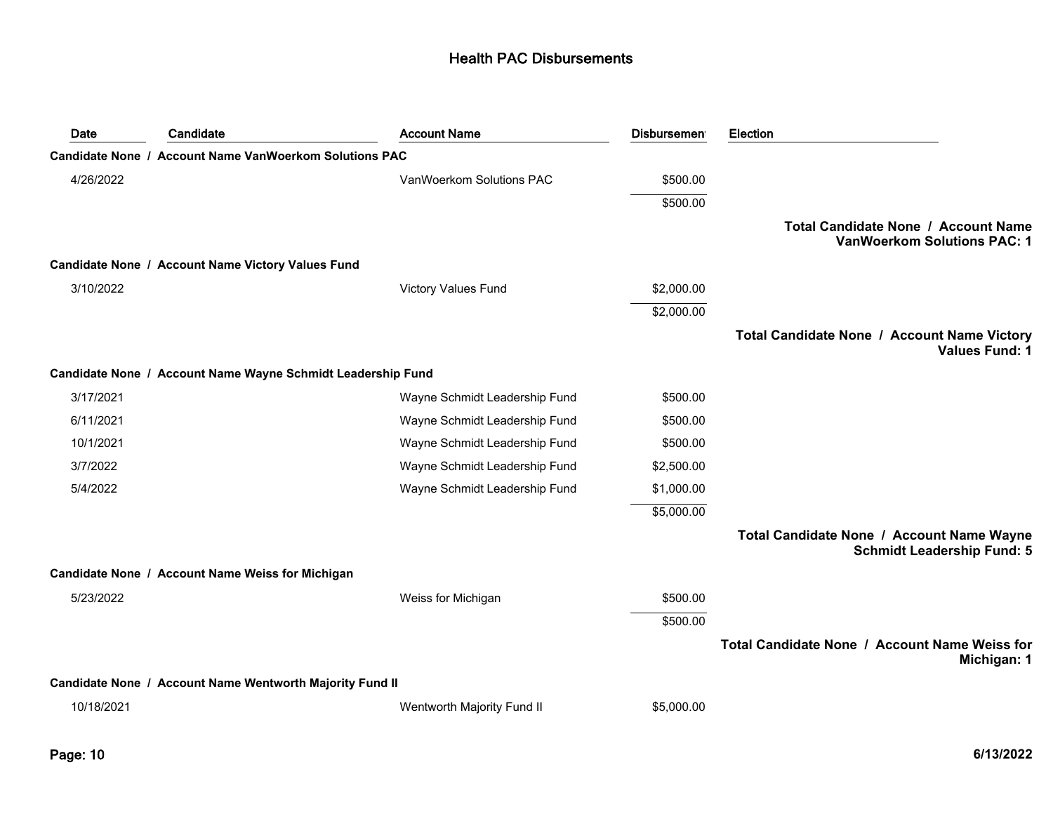# Health PAC Disbursements

| Date | Candidate | Account Name | Disbursement | Election |
|---|---|---|---|---|
| **Candidate None / Account Name VanWoerkom Solutions PAC** | | | | |
| 4/26/2022 | | VanWoerkom Solutions PAC | $500.00 | |
| | | | $500.00 | |
| | | | | **Total Candidate None / Account Name VanWoerkom Solutions PAC: 1** |
| **Candidate None / Account Name Victory Values Fund** | | | | |
| 3/10/2022 | | Victory Values Fund | $2,000.00 | |
| | | | $2,000.00 | |
| | | | | **Total Candidate None / Account Name Victory Values Fund: 1** |
| **Candidate None / Account Name Wayne Schmidt Leadership Fund** | | | | |
| 3/17/2021 | | Wayne Schmidt Leadership Fund | $500.00 | |
| 6/11/2021 | | Wayne Schmidt Leadership Fund | $500.00 | |
| 10/1/2021 | | Wayne Schmidt Leadership Fund | $500.00 | |
| 3/7/2022 | | Wayne Schmidt Leadership Fund | $2,500.00 | |
| 5/4/2022 | | Wayne Schmidt Leadership Fund | $1,000.00 | |
| | | | $5,000.00 | |
| | | | | **Total Candidate None / Account Name Wayne Schmidt Leadership Fund: 5** |
| **Candidate None / Account Name Weiss for Michigan** | | | | |
| 5/23/2022 | | Weiss for Michigan | $500.00 | |
| | | | $500.00 | |
| | | | | **Total Candidate None / Account Name Weiss for Michigan: 1** |
| **Candidate None / Account Name Wentworth Majority Fund II** | | | | |
| 10/18/2021 | | Wentworth Majority Fund II | $5,000.00 | |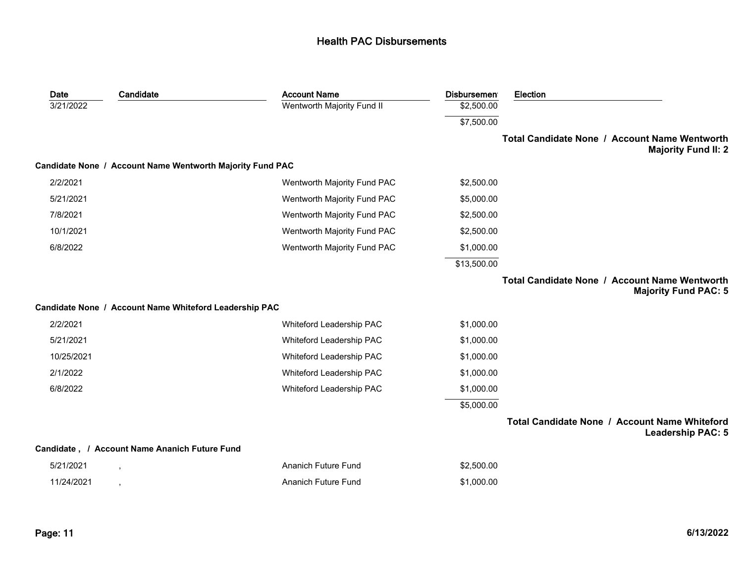# Health PAC Disbursements

| Date | Candidate | Account Name | Disbursement | Election |
|---|---|---|---|---|
| 3/21/2022 | | Wentworth Majority Fund II | $2,500.00 | |
| | | | $7,500.00 | |

**Total Candidate None / Account Name Wentworth Majority Fund II: 2**

**Candidate None / Account Name Wentworth Majority Fund PAC**

| Date | Candidate | Account Name | Disbursement | Election |
|---|---|---|---|---|
| 2/2/2021 | | Wentworth Majority Fund PAC | $2,500.00 | |
| 5/21/2021 | | Wentworth Majority Fund PAC | $5,000.00 | |
| 7/8/2021 | | Wentworth Majority Fund PAC | $2,500.00 | |
| 10/1/2021 | | Wentworth Majority Fund PAC | $2,500.00 | |
| 6/8/2022 | | Wentworth Majority Fund PAC | $1,000.00 | |
| | | | $13,500.00 | |

**Total Candidate None / Account Name Wentworth Majority Fund PAC: 5**

**Candidate None / Account Name Whiteford Leadership PAC**

| Date | Candidate | Account Name | Disbursement | Election |
|---|---|---|---|---|
| 2/2/2021 | | Whiteford Leadership PAC | $1,000.00 | |
| 5/21/2021 | | Whiteford Leadership PAC | $1,000.00 | |
| 10/25/2021 | | Whiteford Leadership PAC | $1,000.00 | |
| 2/1/2022 | | Whiteford Leadership PAC | $1,000.00 | |
| 6/8/2022 | | Whiteford Leadership PAC | $1,000.00 | |
| | | | $5,000.00 | |

**Total Candidate None / Account Name Whiteford Leadership PAC: 5**

**Candidate , / Account Name Ananich Future Fund**

| Date | Candidate | Account Name | Disbursement | Election |
|---|---|---|---|---|
| 5/21/2021 | , | Ananich Future Fund | $2,500.00 | |
| 11/24/2021 | , | Ananich Future Fund | $1,000.00 | |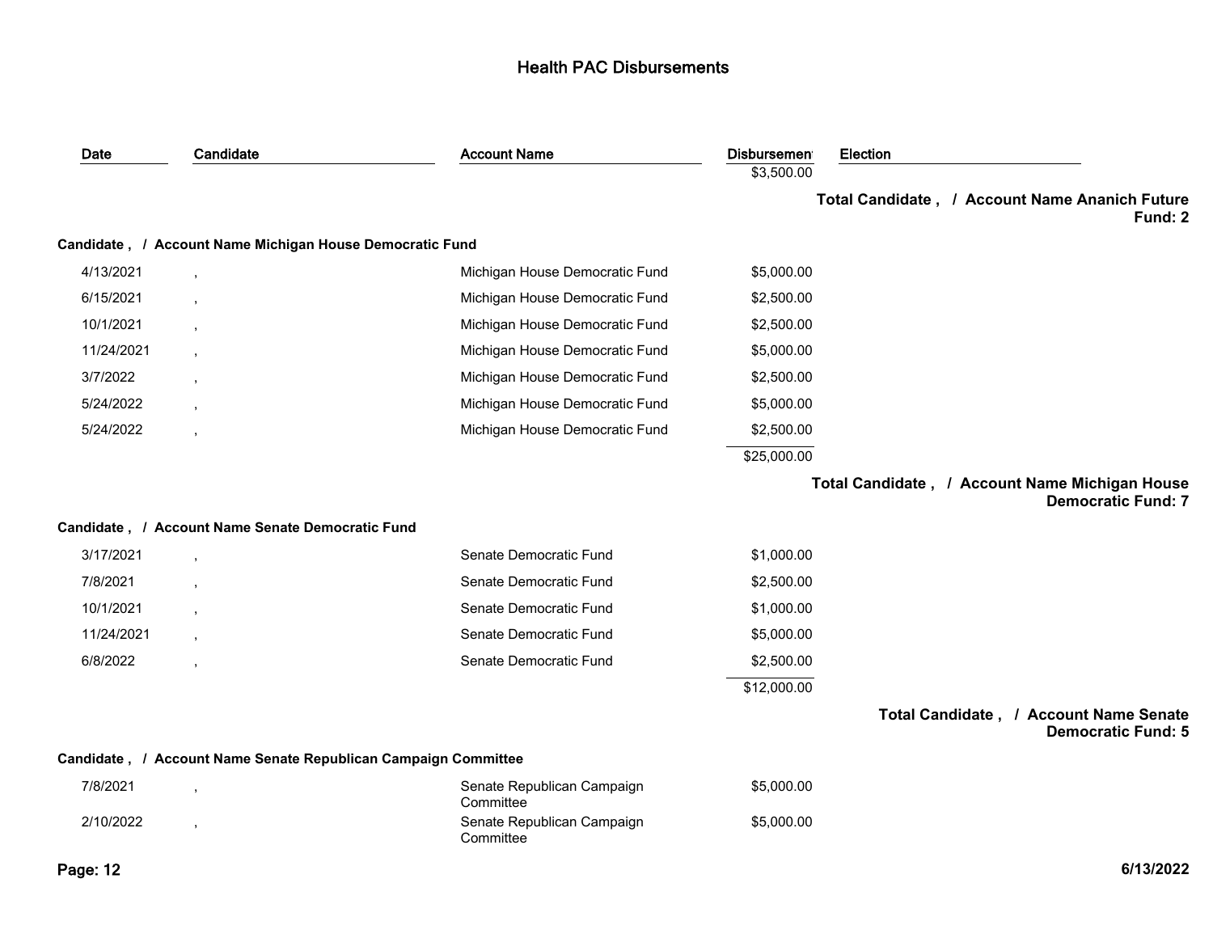# Health PAC Disbursements

| Date | Candidate | Account Name | Disbursement | Election |
|---|---|---|---|---|
| | | | $3,500.00 | |

**Total Candidate , / Account Name Ananich Future Fund: 2**

**Candidate , / Account Name Michigan House Democratic Fund**

| Date | Candidate | Account Name | Disbursement | Election |
|---|---|---|---|---|
| 4/13/2021 | , | Michigan House Democratic Fund | $5,000.00 | |
| 6/15/2021 | , | Michigan House Democratic Fund | $2,500.00 | |
| 10/1/2021 | , | Michigan House Democratic Fund | $2,500.00 | |
| 11/24/2021 | , | Michigan House Democratic Fund | $5,000.00 | |
| 3/7/2022 | , | Michigan House Democratic Fund | $2,500.00 | |
| 5/24/2022 | , | Michigan House Democratic Fund | $5,000.00 | |
| 5/24/2022 | , | Michigan House Democratic Fund | $2,500.00 | |
| | | | $25,000.00 | |

**Total Candidate , / Account Name Michigan House Democratic Fund: 7**

**Candidate , / Account Name Senate Democratic Fund**

| Date | Candidate | Account Name | Disbursement | Election |
|---|---|---|---|---|
| 3/17/2021 | , | Senate Democratic Fund | $1,000.00 | |
| 7/8/2021 | , | Senate Democratic Fund | $2,500.00 | |
| 10/1/2021 | , | Senate Democratic Fund | $1,000.00 | |
| 11/24/2021 | , | Senate Democratic Fund | $5,000.00 | |
| 6/8/2022 | , | Senate Democratic Fund | $2,500.00 | |
| | | | $12,000.00 | |

**Total Candidate , / Account Name Senate Democratic Fund: 5**

**Candidate , / Account Name Senate Republican Campaign Committee**

| Date | Candidate | Account Name | Disbursement | Election |
|---|---|---|---|---|
| 7/8/2021 | , | Senate Republican Campaign Committee | $5,000.00 | |
| 2/10/2022 | , | Senate Republican Campaign Committee | $5,000.00 | |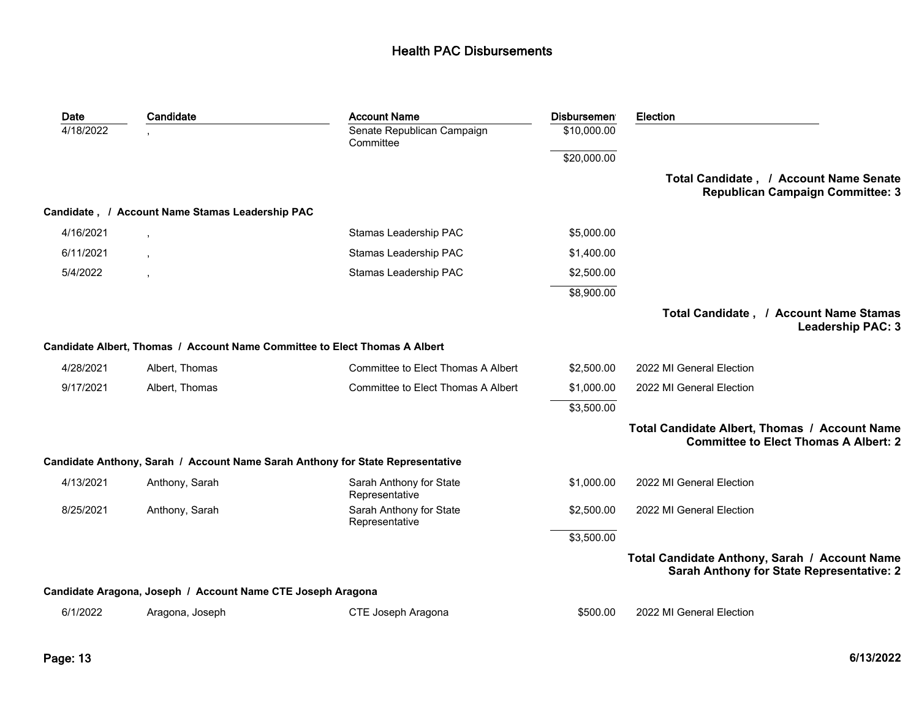# Health PAC Disbursements

| Date | Candidate | Account Name | Disbursement | Election |
|---|---|---|---|---|
| 4/18/2022 | , | Senate Republican Campaign Committee | $10,000.00 | |
| | | | $20,000.00 | |

**Total Candidate , / Account Name Senate Republican Campaign Committee: 3**

**Candidate , / Account Name Stamas Leadership PAC**

| Date | Candidate | Account Name | Disbursement | Election |
|---|---|---|---|---|
| 4/16/2021 | , | Stamas Leadership PAC | $5,000.00 | |
| 6/11/2021 | , | Stamas Leadership PAC | $1,400.00 | |
| 5/4/2022 | , | Stamas Leadership PAC | $2,500.00 | |
| | | | $8,900.00 | |

**Total Candidate , / Account Name Stamas Leadership PAC: 3**

**Candidate Albert, Thomas / Account Name Committee to Elect Thomas A Albert**

| Date | Candidate | Account Name | Disbursement | Election |
|---|---|---|---|---|
| 4/28/2021 | Albert, Thomas | Committee to Elect Thomas A Albert | $2,500.00 | 2022 MI General Election |
| 9/17/2021 | Albert, Thomas | Committee to Elect Thomas A Albert | $1,000.00 | 2022 MI General Election |
| | | | $3,500.00 | |

**Total Candidate Albert, Thomas / Account Name Committee to Elect Thomas A Albert: 2**

**Candidate Anthony, Sarah / Account Name Sarah Anthony for State Representative**

| Date | Candidate | Account Name | Disbursement | Election |
|---|---|---|---|---|
| 4/13/2021 | Anthony, Sarah | Sarah Anthony for State Representative | $1,000.00 | 2022 MI General Election |
| 8/25/2021 | Anthony, Sarah | Sarah Anthony for State Representative | $2,500.00 | 2022 MI General Election |
| | | | $3,500.00 | |

**Total Candidate Anthony, Sarah / Account Name Sarah Anthony for State Representative: 2**

**Candidate Aragona, Joseph / Account Name CTE Joseph Aragona**

| Date | Candidate | Account Name | Disbursement | Election |
|---|---|---|---|---|
| 6/1/2022 | Aragona, Joseph | CTE Joseph Aragona | $500.00 | 2022 MI General Election |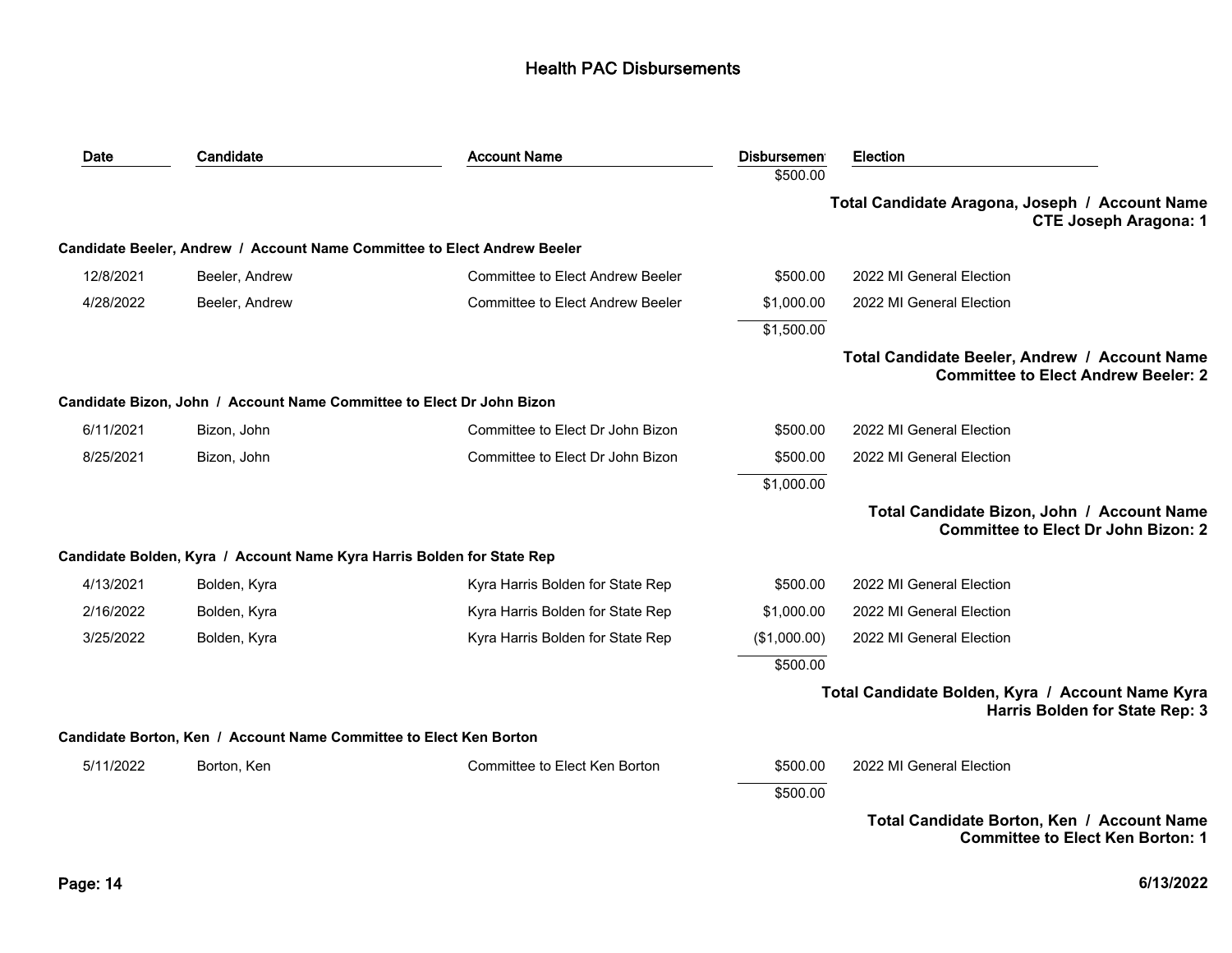# Health PAC Disbursements

| Date | Candidate | Account Name | Disbursement | Election |
|---|---|---|---|---|
| | | | $500.00 | |

**Total Candidate Aragona, Joseph / Account Name CTE Joseph Aragona: 1**

**Candidate Beeler, Andrew / Account Name Committee to Elect Andrew Beeler**

| Date | Candidate | Account Name | Disbursement | Election |
|---|---|---|---|---|
| 12/8/2021 | Beeler, Andrew | Committee to Elect Andrew Beeler | $500.00 | 2022 MI General Election |
| 4/28/2022 | Beeler, Andrew | Committee to Elect Andrew Beeler | $1,000.00 | 2022 MI General Election |
| | | | $1,500.00 | |

**Total Candidate Beeler, Andrew / Account Name Committee to Elect Andrew Beeler: 2**

**Candidate Bizon, John / Account Name Committee to Elect Dr John Bizon**

| Date | Candidate | Account Name | Disbursement | Election |
|---|---|---|---|---|
| 6/11/2021 | Bizon, John | Committee to Elect Dr John Bizon | $500.00 | 2022 MI General Election |
| 8/25/2021 | Bizon, John | Committee to Elect Dr John Bizon | $500.00 | 2022 MI General Election |
| | | | $1,000.00 | |

**Total Candidate Bizon, John / Account Name Committee to Elect Dr John Bizon: 2**

**Candidate Bolden, Kyra / Account Name Kyra Harris Bolden for State Rep**

| Date | Candidate | Account Name | Disbursement | Election |
|---|---|---|---|---|
| 4/13/2021 | Bolden, Kyra | Kyra Harris Bolden for State Rep | $500.00 | 2022 MI General Election |
| 2/16/2022 | Bolden, Kyra | Kyra Harris Bolden for State Rep | $1,000.00 | 2022 MI General Election |
| 3/25/2022 | Bolden, Kyra | Kyra Harris Bolden for State Rep | ($1,000.00) | 2022 MI General Election |
| | | | $500.00 | |

**Total Candidate Bolden, Kyra / Account Name Kyra Harris Bolden for State Rep: 3**

**Candidate Borton, Ken / Account Name Committee to Elect Ken Borton**

| Date | Candidate | Account Name | Disbursement | Election |
|---|---|---|---|---|
| 5/11/2022 | Borton, Ken | Committee to Elect Ken Borton | $500.00 | 2022 MI General Election |
| | | | $500.00 | |

**Total Candidate Borton, Ken / Account Name Committee to Elect Ken Borton: 1**

6/13/2022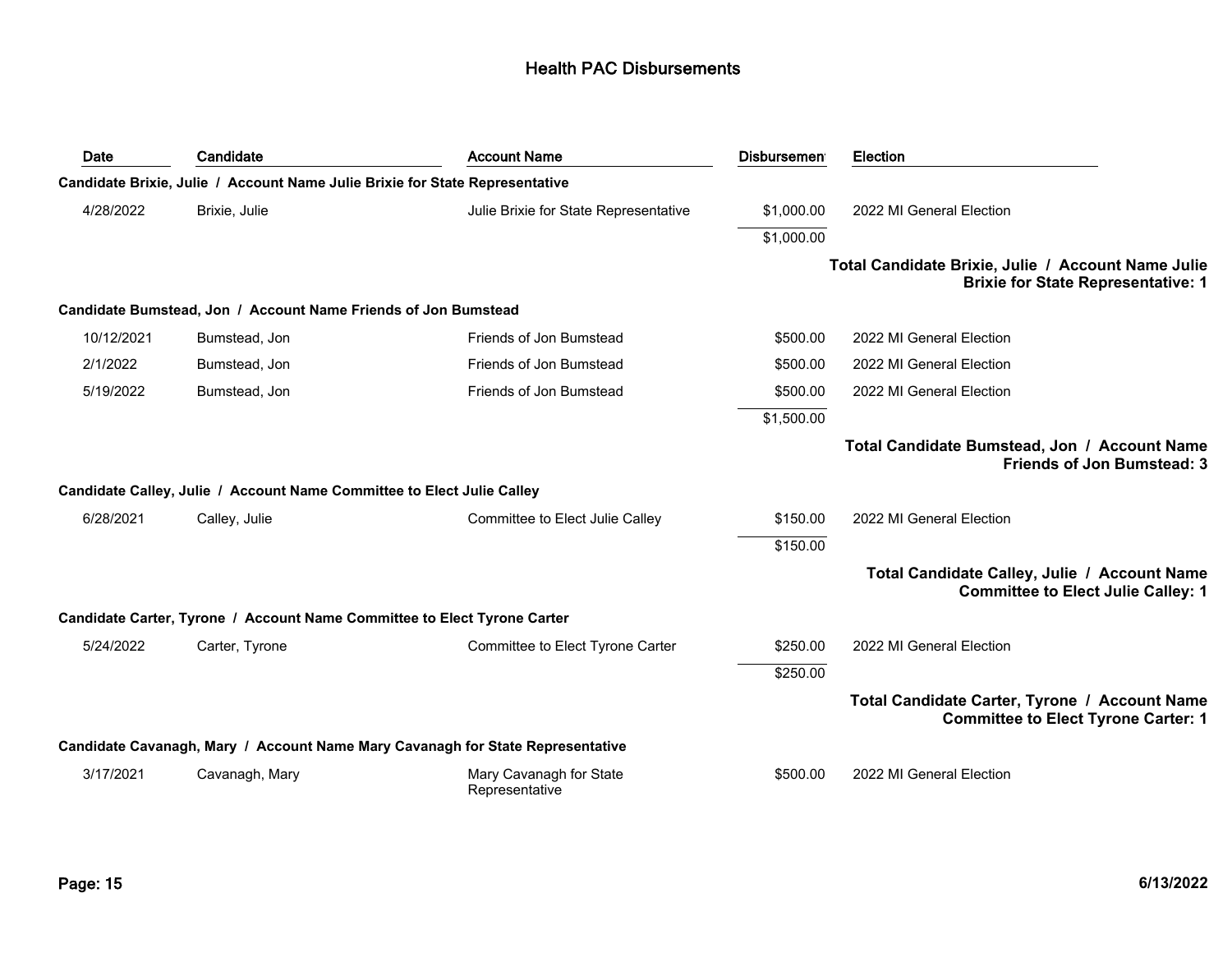## Health PAC Disbursements

| Date | Candidate | Account Name | Disbursement | Election |
|---|---|---|---|---|
| **Candidate Brixie, Julie / Account Name Julie Brixie for State Representative** | | | | |
| 4/28/2022 | Brixie, Julie | Julie Brixie for State Representative | $1,000.00 | 2022 MI General Election |
| | | | $1,000.00 | |
| | | | | **Total Candidate Brixie, Julie / Account Name Julie Brixie for State Representative: 1** |
| **Candidate Bumstead, Jon / Account Name Friends of Jon Bumstead** | | | | |
| 10/12/2021 | Bumstead, Jon | Friends of Jon Bumstead | $500.00 | 2022 MI General Election |
| 2/1/2022 | Bumstead, Jon | Friends of Jon Bumstead | $500.00 | 2022 MI General Election |
| 5/19/2022 | Bumstead, Jon | Friends of Jon Bumstead | $500.00 | 2022 MI General Election |
| | | | $1,500.00 | |
| | | | | **Total Candidate Bumstead, Jon / Account Name Friends of Jon Bumstead: 3** |
| **Candidate Calley, Julie / Account Name Committee to Elect Julie Calley** | | | | |
| 6/28/2021 | Calley, Julie | Committee to Elect Julie Calley | $150.00 | 2022 MI General Election |
| | | | $150.00 | |
| | | | | **Total Candidate Calley, Julie / Account Name Committee to Elect Julie Calley: 1** |
| **Candidate Carter, Tyrone / Account Name Committee to Elect Tyrone Carter** | | | | |
| 5/24/2022 | Carter, Tyrone | Committee to Elect Tyrone Carter | $250.00 | 2022 MI General Election |
| | | | $250.00 | |
| | | | | **Total Candidate Carter, Tyrone / Account Name Committee to Elect Tyrone Carter: 1** |
| **Candidate Cavanagh, Mary / Account Name Mary Cavanagh for State Representative** | | | | |
| 3/17/2021 | Cavanagh, Mary | Mary Cavanagh for State Representative | $500.00 | 2022 MI General Election |

6/13/2022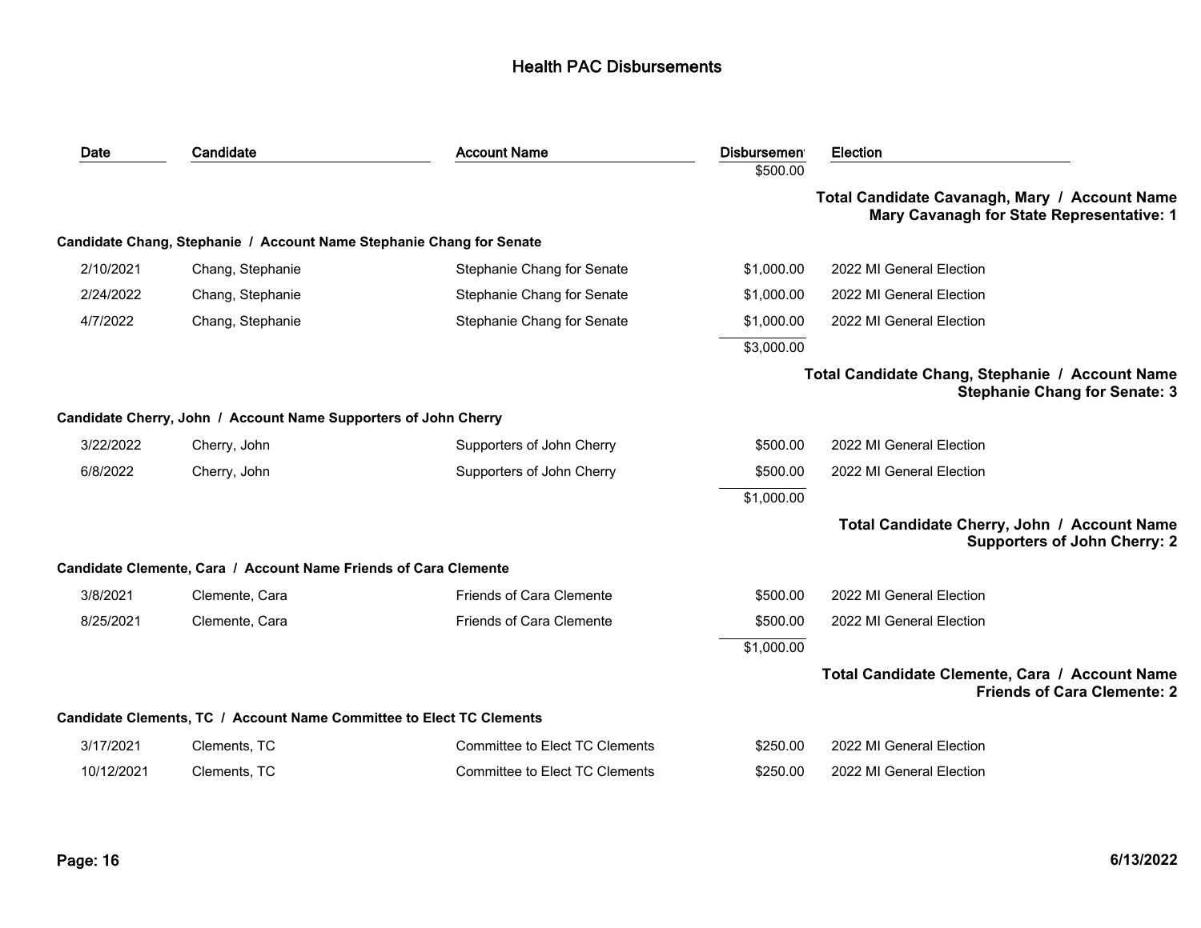# Health PAC Disbursements

| Date | Candidate | Account Name | Disbursement | Election |
|---|---|---|---|---|
| | | | $500.00 | |

**Total Candidate Cavanagh, Mary / Account Name Mary Cavanagh for State Representative: 1**

**Candidate Chang, Stephanie / Account Name Stephanie Chang for Senate**

| Date | Candidate | Account Name | Disbursement | Election |
|---|---|---|---|---|
| 2/10/2021 | Chang, Stephanie | Stephanie Chang for Senate | $1,000.00 | 2022 MI General Election |
| 2/24/2022 | Chang, Stephanie | Stephanie Chang for Senate | $1,000.00 | 2022 MI General Election |
| 4/7/2022 | Chang, Stephanie | Stephanie Chang for Senate | $1,000.00 | 2022 MI General Election |
| | | | $3,000.00 | |

**Total Candidate Chang, Stephanie / Account Name Stephanie Chang for Senate: 3**

**Candidate Cherry, John / Account Name Supporters of John Cherry**

| Date | Candidate | Account Name | Disbursement | Election |
|---|---|---|---|---|
| 3/22/2022 | Cherry, John | Supporters of John Cherry | $500.00 | 2022 MI General Election |
| 6/8/2022 | Cherry, John | Supporters of John Cherry | $500.00 | 2022 MI General Election |
| | | | $1,000.00 | |

**Total Candidate Cherry, John / Account Name Supporters of John Cherry: 2**

**Candidate Clemente, Cara / Account Name Friends of Cara Clemente**

| Date | Candidate | Account Name | Disbursement | Election |
|---|---|---|---|---|
| 3/8/2021 | Clemente, Cara | Friends of Cara Clemente | $500.00 | 2022 MI General Election |
| 8/25/2021 | Clemente, Cara | Friends of Cara Clemente | $500.00 | 2022 MI General Election |
| | | | $1,000.00 | |

**Total Candidate Clemente, Cara / Account Name Friends of Cara Clemente: 2**

**Candidate Clements, TC / Account Name Committee to Elect TC Clements**

| Date | Candidate | Account Name | Disbursement | Election |
|---|---|---|---|---|
| 3/17/2021 | Clements, TC | Committee to Elect TC Clements | $250.00 | 2022 MI General Election |
| 10/12/2021 | Clements, TC | Committee to Elect TC Clements | $250.00 | 2022 MI General Election |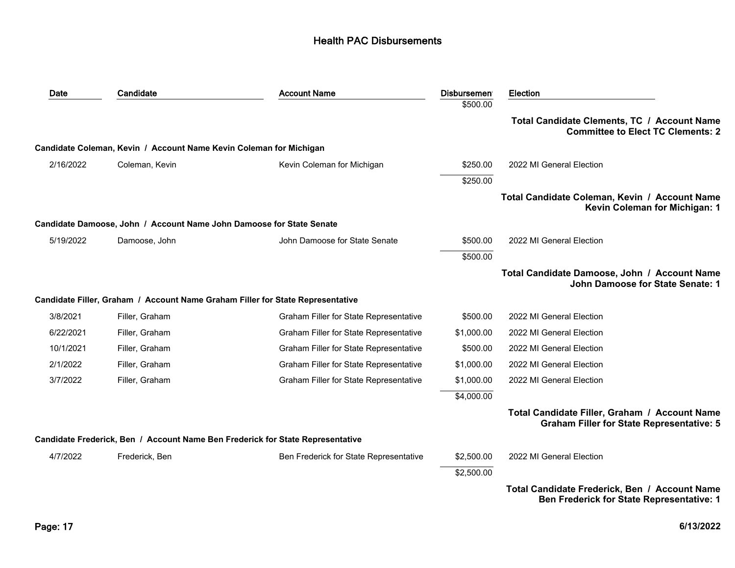# Health PAC Disbursements

| Date | Candidate | Account Name | Disbursement | Election |
|---|---|---|---|---|
| | | | $500.00 | |
| | | | | **Total Candidate Clements, TC / Account Name Committee to Elect TC Clements: 2** |
| **Candidate Coleman, Kevin / Account Name Kevin Coleman for Michigan** | | | | |
| 2/16/2022 | Coleman, Kevin | Kevin Coleman for Michigan | $250.00 | 2022 MI General Election |
| | | | $250.00 | |
| | | | | **Total Candidate Coleman, Kevin / Account Name Kevin Coleman for Michigan: 1** |
| **Candidate Damoose, John / Account Name John Damoose for State Senate** | | | | |
| 5/19/2022 | Damoose, John | John Damoose for State Senate | $500.00 | 2022 MI General Election |
| | | | $500.00 | |
| | | | | **Total Candidate Damoose, John / Account Name John Damoose for State Senate: 1** |
| **Candidate Filler, Graham / Account Name Graham Filler for State Representative** | | | | |
| 3/8/2021 | Filler, Graham | Graham Filler for State Representative | $500.00 | 2022 MI General Election |
| 6/22/2021 | Filler, Graham | Graham Filler for State Representative | $1,000.00 | 2022 MI General Election |
| 10/1/2021 | Filler, Graham | Graham Filler for State Representative | $500.00 | 2022 MI General Election |
| 2/1/2022 | Filler, Graham | Graham Filler for State Representative | $1,000.00 | 2022 MI General Election |
| 3/7/2022 | Filler, Graham | Graham Filler for State Representative | $1,000.00 | 2022 MI General Election |
| | | | $4,000.00 | |
| | | | | **Total Candidate Filler, Graham / Account Name Graham Filler for State Representative: 5** |
| **Candidate Frederick, Ben / Account Name Ben Frederick for State Representative** | | | | |
| 4/7/2022 | Frederick, Ben | Ben Frederick for State Representative | $2,500.00 | 2022 MI General Election |
| | | | $2,500.00 | |
| | | | | **Total Candidate Frederick, Ben / Account Name Ben Frederick for State Representative: 1** |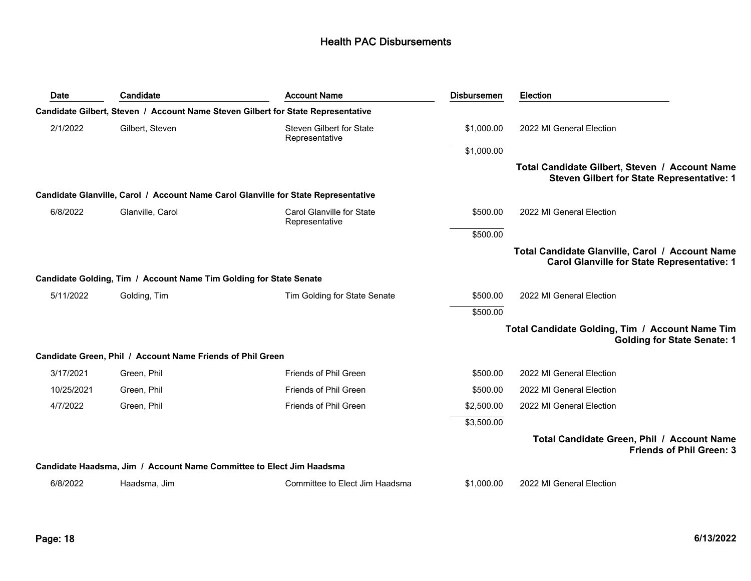## Health PAC Disbursements

| Date | Candidate | Account Name | Disbursement | Election |
|---|---|---|---|---|
| **Candidate Gilbert, Steven / Account Name Steven Gilbert for State Representative** | | | | |
| 2/1/2022 | Gilbert, Steven | Steven Gilbert for State Representative | $1,000.00 | 2022 MI General Election |
| | | | $1,000.00 | |
| | | | | **Total Candidate Gilbert, Steven / Account Name Steven Gilbert for State Representative: 1** |
| **Candidate Glanville, Carol / Account Name Carol Glanville for State Representative** | | | | |
| 6/8/2022 | Glanville, Carol | Carol Glanville for State Representative | $500.00 | 2022 MI General Election |
| | | | $500.00 | |
| | | | | **Total Candidate Glanville, Carol / Account Name Carol Glanville for State Representative: 1** |
| **Candidate Golding, Tim / Account Name Tim Golding for State Senate** | | | | |
| 5/11/2022 | Golding, Tim | Tim Golding for State Senate | $500.00 | 2022 MI General Election |
| | | | $500.00 | |
| | | | | **Total Candidate Golding, Tim / Account Name Tim Golding for State Senate: 1** |
| **Candidate Green, Phil / Account Name Friends of Phil Green** | | | | |
| 3/17/2021 | Green, Phil | Friends of Phil Green | $500.00 | 2022 MI General Election |
| 10/25/2021 | Green, Phil | Friends of Phil Green | $500.00 | 2022 MI General Election |
| 4/7/2022 | Green, Phil | Friends of Phil Green | $2,500.00 | 2022 MI General Election |
| | | | $3,500.00 | |
| | | | | **Total Candidate Green, Phil / Account Name Friends of Phil Green: 3** |
| **Candidate Haadsma, Jim / Account Name Committee to Elect Jim Haadsma** | | | | |
| 6/8/2022 | Haadsma, Jim | Committee to Elect Jim Haadsma | $1,000.00 | 2022 MI General Election |

**Page: 18** **6/13/2022**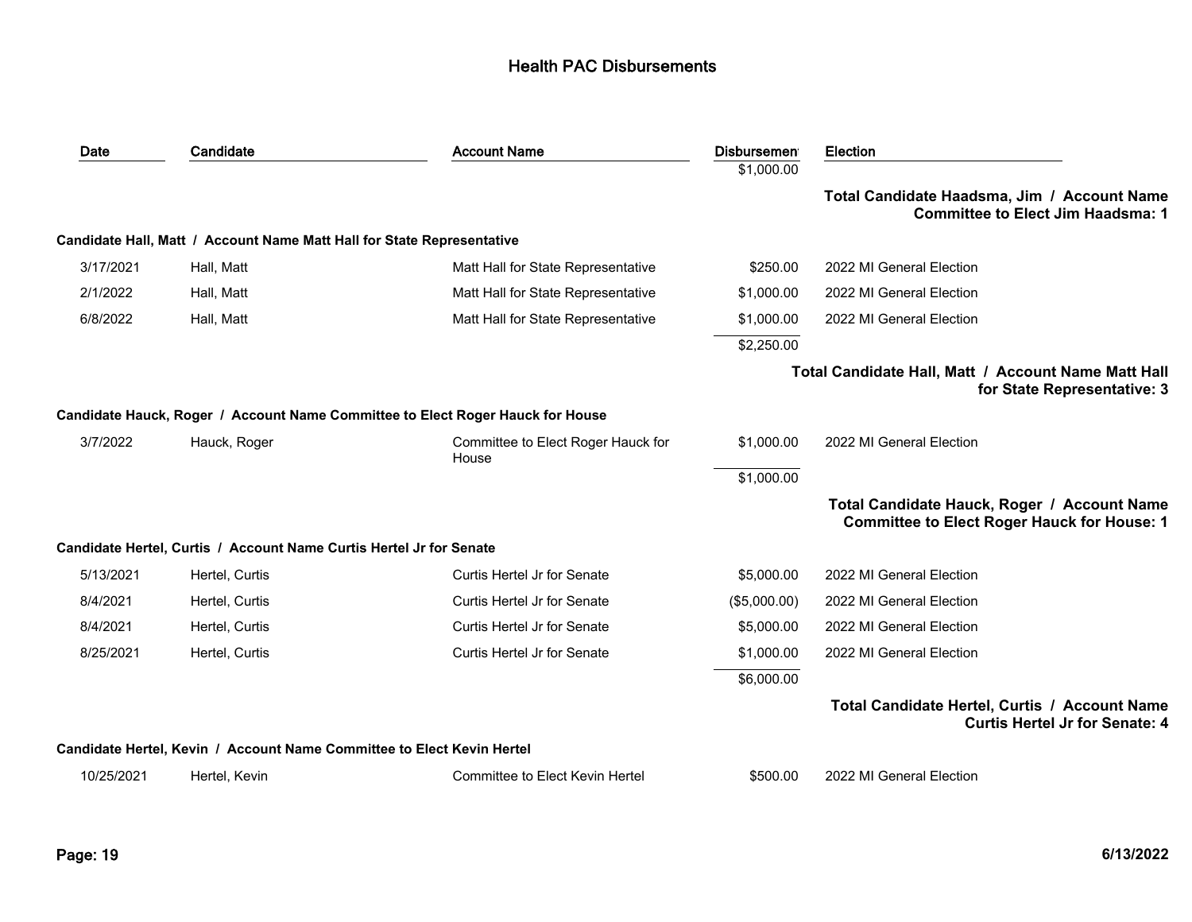# Health PAC Disbursements

| Date | Candidate | Account Name | Disbursement | Election |
|---|---|---|---|---|
| | | | $1,000.00 | |
| | | | | **Total Candidate Haadsma, Jim / Account Name Committee to Elect Jim Haadsma: 1** |
| **Candidate Hall, Matt / Account Name Matt Hall for State Representative** | | | | |
| 3/17/2021 | Hall, Matt | Matt Hall for State Representative | $250.00 | 2022 MI General Election |
| 2/1/2022 | Hall, Matt | Matt Hall for State Representative | $1,000.00 | 2022 MI General Election |
| 6/8/2022 | Hall, Matt | Matt Hall for State Representative | $1,000.00 | 2022 MI General Election |
| | | | $2,250.00 | |
| | | | | **Total Candidate Hall, Matt / Account Name Matt Hall for State Representative: 3** |
| **Candidate Hauck, Roger / Account Name Committee to Elect Roger Hauck for House** | | | | |
| 3/7/2022 | Hauck, Roger | Committee to Elect Roger Hauck for House | $1,000.00 | 2022 MI General Election |
| | | | $1,000.00 | |
| | | | | **Total Candidate Hauck, Roger / Account Name Committee to Elect Roger Hauck for House: 1** |
| **Candidate Hertel, Curtis / Account Name Curtis Hertel Jr for Senate** | | | | |
| 5/13/2021 | Hertel, Curtis | Curtis Hertel Jr for Senate | $5,000.00 | 2022 MI General Election |
| 8/4/2021 | Hertel, Curtis | Curtis Hertel Jr for Senate | ($5,000.00) | 2022 MI General Election |
| 8/4/2021 | Hertel, Curtis | Curtis Hertel Jr for Senate | $5,000.00 | 2022 MI General Election |
| 8/25/2021 | Hertel, Curtis | Curtis Hertel Jr for Senate | $1,000.00 | 2022 MI General Election |
| | | | $6,000.00 | |
| | | | | **Total Candidate Hertel, Curtis / Account Name Curtis Hertel Jr for Senate: 4** |
| **Candidate Hertel, Kevin / Account Name Committee to Elect Kevin Hertel** | | | | |
| 10/25/2021 | Hertel, Kevin | Committee to Elect Kevin Hertel | $500.00 | 2022 MI General Election |

6/13/2022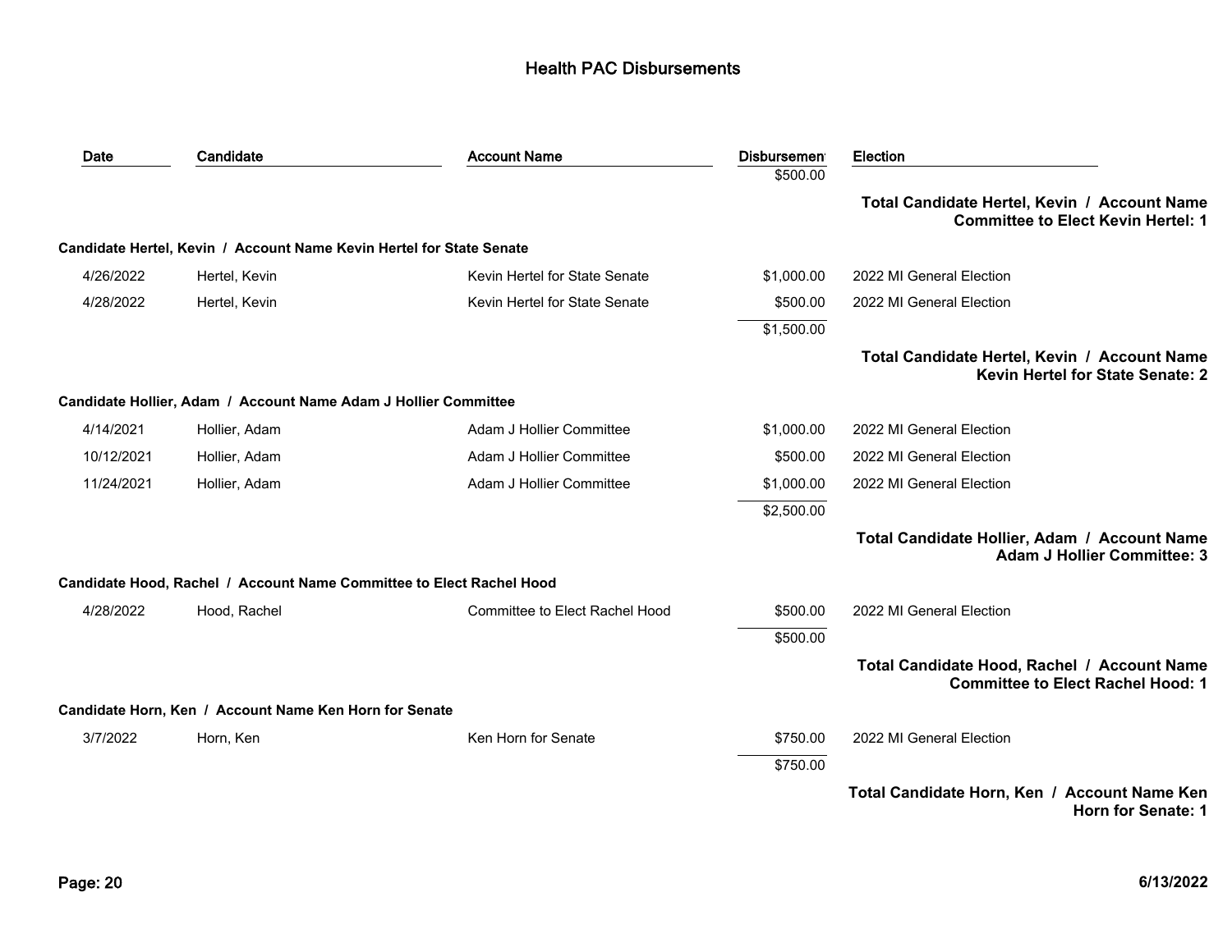## Health PAC Disbursements

| Date | Candidate | Account Name | Disbursement | Election |
|---|---|---|---|---|
| | | | $500.00 | |

**Total Candidate Hertel, Kevin / Account Name Committee to Elect Kevin Hertel: 1**

**Candidate Hertel, Kevin / Account Name Kevin Hertel for State Senate**

| Date | Candidate | Account Name | Disbursement | Election |
|---|---|---|---|---|
| 4/26/2022 | Hertel, Kevin | Kevin Hertel for State Senate | $1,000.00 | 2022 MI General Election |
| 4/28/2022 | Hertel, Kevin | Kevin Hertel for State Senate | $500.00 | 2022 MI General Election |
| | | | $1,500.00 | |

**Total Candidate Hertel, Kevin / Account Name Kevin Hertel for State Senate: 2**

**Candidate Hollier, Adam / Account Name Adam J Hollier Committee**

| Date | Candidate | Account Name | Disbursement | Election |
|---|---|---|---|---|
| 4/14/2021 | Hollier, Adam | Adam J Hollier Committee | $1,000.00 | 2022 MI General Election |
| 10/12/2021 | Hollier, Adam | Adam J Hollier Committee | $500.00 | 2022 MI General Election |
| 11/24/2021 | Hollier, Adam | Adam J Hollier Committee | $1,000.00 | 2022 MI General Election |
| | | | $2,500.00 | |

**Total Candidate Hollier, Adam / Account Name Adam J Hollier Committee: 3**

**Candidate Hood, Rachel / Account Name Committee to Elect Rachel Hood**

| Date | Candidate | Account Name | Disbursement | Election |
|---|---|---|---|---|
| 4/28/2022 | Hood, Rachel | Committee to Elect Rachel Hood | $500.00 | 2022 MI General Election |
| | | | $500.00 | |

**Total Candidate Hood, Rachel / Account Name Committee to Elect Rachel Hood: 1**

**Candidate Horn, Ken / Account Name Ken Horn for Senate**

| Date | Candidate | Account Name | Disbursement | Election |
|---|---|---|---|---|
| 3/7/2022 | Horn, Ken | Ken Horn for Senate | $750.00 | 2022 MI General Election |
| | | | $750.00 | |

**Total Candidate Horn, Ken / Account Name Ken Horn for Senate: 1**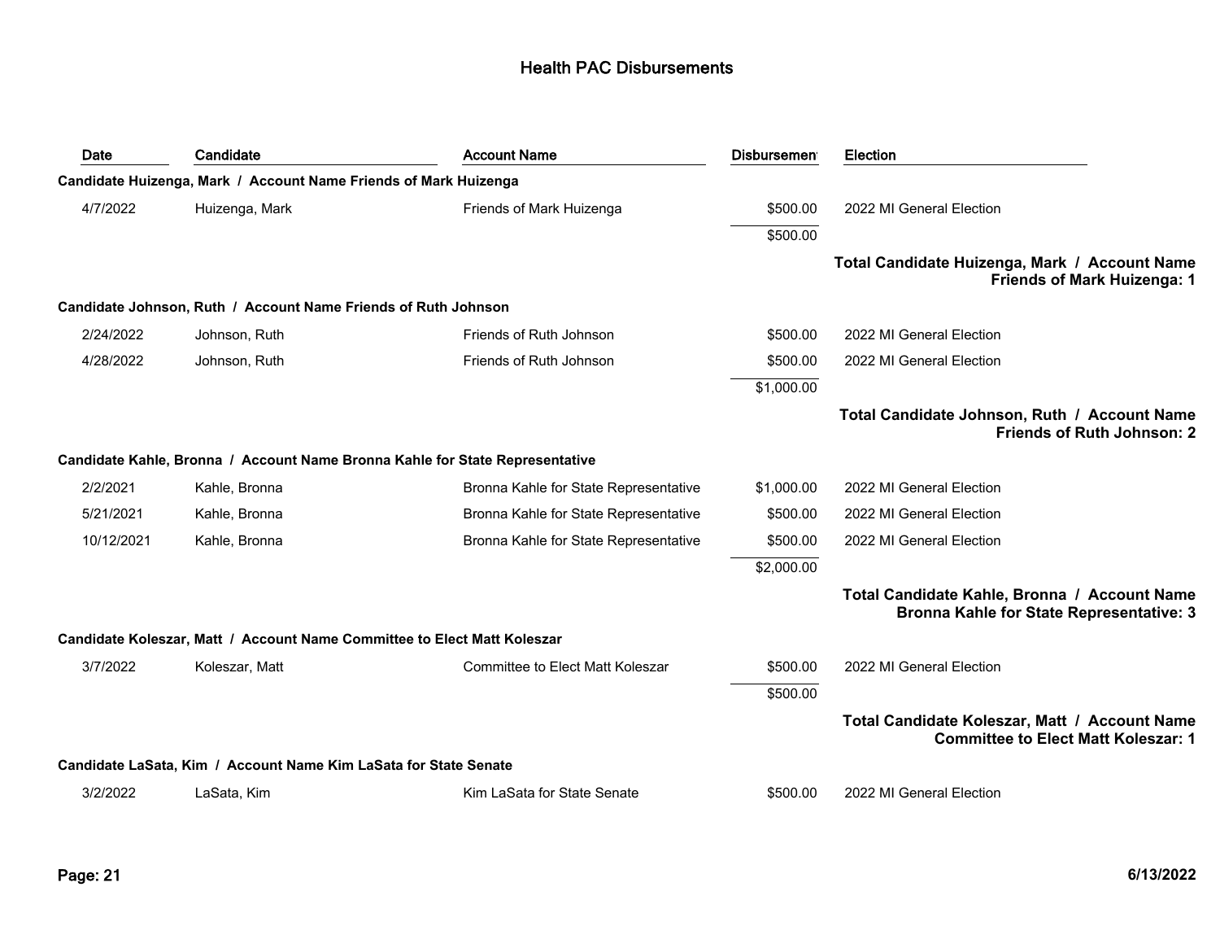# Health PAC Disbursements

| Date | Candidate | Account Name | Disbursement | Election |
|---|---|---|---|---|
| **Candidate Huizenga, Mark / Account Name Friends of Mark Huizenga** | | | | |
| 4/7/2022 | Huizenga, Mark | Friends of Mark Huizenga | $500.00 | 2022 MI General Election |
| | | | $500.00 | |
| | | | | **Total Candidate Huizenga, Mark / Account Name Friends of Mark Huizenga: 1** |
| **Candidate Johnson, Ruth / Account Name Friends of Ruth Johnson** | | | | |
| 2/24/2022 | Johnson, Ruth | Friends of Ruth Johnson | $500.00 | 2022 MI General Election |
| 4/28/2022 | Johnson, Ruth | Friends of Ruth Johnson | $500.00 | 2022 MI General Election |
| | | | $1,000.00 | |
| | | | | **Total Candidate Johnson, Ruth / Account Name Friends of Ruth Johnson: 2** |
| **Candidate Kahle, Bronna / Account Name Bronna Kahle for State Representative** | | | | |
| 2/2/2021 | Kahle, Bronna | Bronna Kahle for State Representative | $1,000.00 | 2022 MI General Election |
| 5/21/2021 | Kahle, Bronna | Bronna Kahle for State Representative | $500.00 | 2022 MI General Election |
| 10/12/2021 | Kahle, Bronna | Bronna Kahle for State Representative | $500.00 | 2022 MI General Election |
| | | | $2,000.00 | |
| | | | | **Total Candidate Kahle, Bronna / Account Name Bronna Kahle for State Representative: 3** |
| **Candidate Koleszar, Matt / Account Name Committee to Elect Matt Koleszar** | | | | |
| 3/7/2022 | Koleszar, Matt | Committee to Elect Matt Koleszar | $500.00 | 2022 MI General Election |
| | | | $500.00 | |
| | | | | **Total Candidate Koleszar, Matt / Account Name Committee to Elect Matt Koleszar: 1** |
| **Candidate LaSata, Kim / Account Name Kim LaSata for State Senate** | | | | |
| 3/2/2022 | LaSata, Kim | Kim LaSata for State Senate | $500.00 | 2022 MI General Election |

**6/13/2022**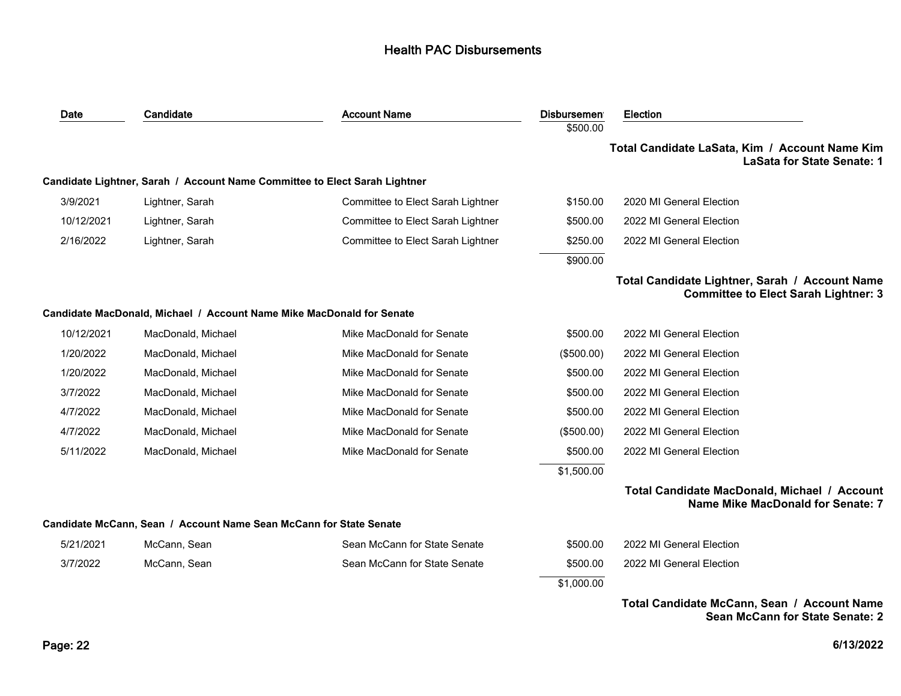# Health PAC Disbursements

| Date | Candidate | Account Name | Disbursement | Election |
|---|---|---|---|---|
| | | | $500.00 | |

**Total Candidate LaSata, Kim / Account Name Kim LaSata for State Senate: 1**

**Candidate Lightner, Sarah / Account Name Committee to Elect Sarah Lightner**

| Date | Candidate | Account Name | Disbursement | Election |
|---|---|---|---|---|
| 3/9/2021 | Lightner, Sarah | Committee to Elect Sarah Lightner | $150.00 | 2020 MI General Election |
| 10/12/2021 | Lightner, Sarah | Committee to Elect Sarah Lightner | $500.00 | 2022 MI General Election |
| 2/16/2022 | Lightner, Sarah | Committee to Elect Sarah Lightner | $250.00 | 2022 MI General Election |
| | | | $900.00 | |

**Total Candidate Lightner, Sarah / Account Name Committee to Elect Sarah Lightner: 3**

**Candidate MacDonald, Michael / Account Name Mike MacDonald for Senate**

| Date | Candidate | Account Name | Disbursement | Election |
|---|---|---|---|---|
| 10/12/2021 | MacDonald, Michael | Mike MacDonald for Senate | $500.00 | 2022 MI General Election |
| 1/20/2022 | MacDonald, Michael | Mike MacDonald for Senate | ($500.00) | 2022 MI General Election |
| 1/20/2022 | MacDonald, Michael | Mike MacDonald for Senate | $500.00 | 2022 MI General Election |
| 3/7/2022 | MacDonald, Michael | Mike MacDonald for Senate | $500.00 | 2022 MI General Election |
| 4/7/2022 | MacDonald, Michael | Mike MacDonald for Senate | $500.00 | 2022 MI General Election |
| 4/7/2022 | MacDonald, Michael | Mike MacDonald for Senate | ($500.00) | 2022 MI General Election |
| 5/11/2022 | MacDonald, Michael | Mike MacDonald for Senate | $500.00 | 2022 MI General Election |
| | | | $1,500.00 | |

**Total Candidate MacDonald, Michael / Account Name Mike MacDonald for Senate: 7**

**Candidate McCann, Sean / Account Name Sean McCann for State Senate**

| Date | Candidate | Account Name | Disbursement | Election |
|---|---|---|---|---|
| 5/21/2021 | McCann, Sean | Sean McCann for State Senate | $500.00 | 2022 MI General Election |
| 3/7/2022 | McCann, Sean | Sean McCann for State Senate | $500.00 | 2022 MI General Election |
| | | | $1,000.00 | |

**Total Candidate McCann, Sean / Account Name Sean McCann for State Senate: 2**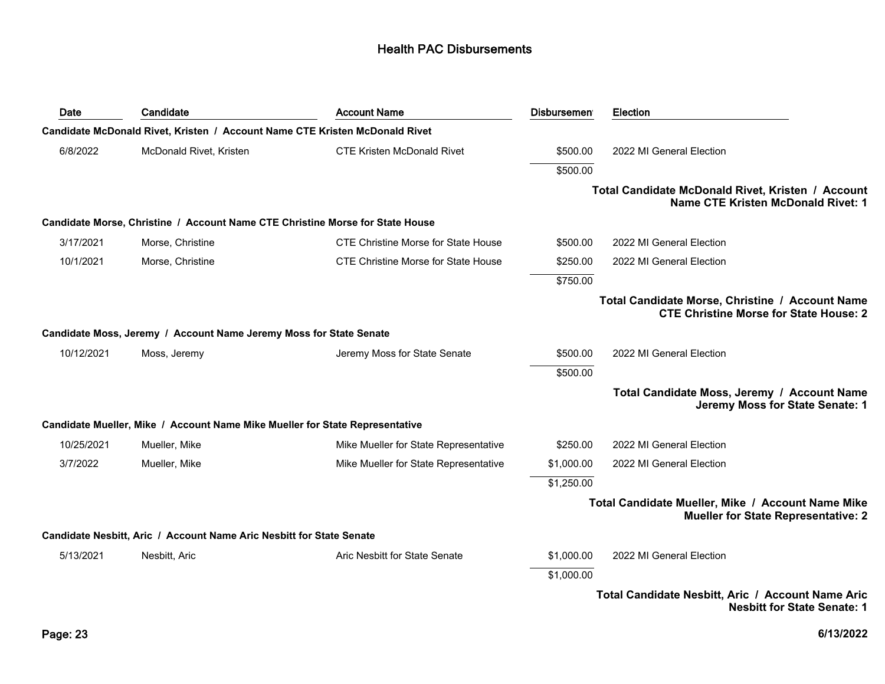# Health PAC Disbursements

| Date | Candidate | Account Name | Disbursement | Election |
|---|---|---|---|---|
| **Candidate McDonald Rivet, Kristen / Account Name CTE Kristen McDonald Rivet** | | | | |
| 6/8/2022 | McDonald Rivet, Kristen | CTE Kristen McDonald Rivet | $500.00 | 2022 MI General Election |
| | | | $500.00 | |
| | | | | **Total Candidate McDonald Rivet, Kristen / Account Name CTE Kristen McDonald Rivet: 1** |
| **Candidate Morse, Christine / Account Name CTE Christine Morse for State House** | | | | |
| 3/17/2021 | Morse, Christine | CTE Christine Morse for State House | $500.00 | 2022 MI General Election |
| 10/1/2021 | Morse, Christine | CTE Christine Morse for State House | $250.00 | 2022 MI General Election |
| | | | $750.00 | |
| | | | | **Total Candidate Morse, Christine / Account Name CTE Christine Morse for State House: 2** |
| **Candidate Moss, Jeremy / Account Name Jeremy Moss for State Senate** | | | | |
| 10/12/2021 | Moss, Jeremy | Jeremy Moss for State Senate | $500.00 | 2022 MI General Election |
| | | | $500.00 | |
| | | | | **Total Candidate Moss, Jeremy / Account Name Jeremy Moss for State Senate: 1** |
| **Candidate Mueller, Mike / Account Name Mike Mueller for State Representative** | | | | |
| 10/25/2021 | Mueller, Mike | Mike Mueller for State Representative | $250.00 | 2022 MI General Election |
| 3/7/2022 | Mueller, Mike | Mike Mueller for State Representative | $1,000.00 | 2022 MI General Election |
| | | | $1,250.00 | |
| | | | | **Total Candidate Mueller, Mike / Account Name Mike Mueller for State Representative: 2** |
| **Candidate Nesbitt, Aric / Account Name Aric Nesbitt for State Senate** | | | | |
| 5/13/2021 | Nesbitt, Aric | Aric Nesbitt for State Senate | $1,000.00 | 2022 MI General Election |
| | | | $1,000.00 | |
| | | | | **Total Candidate Nesbitt, Aric / Account Name Aric Nesbitt for State Senate: 1** |

**6/13/2022**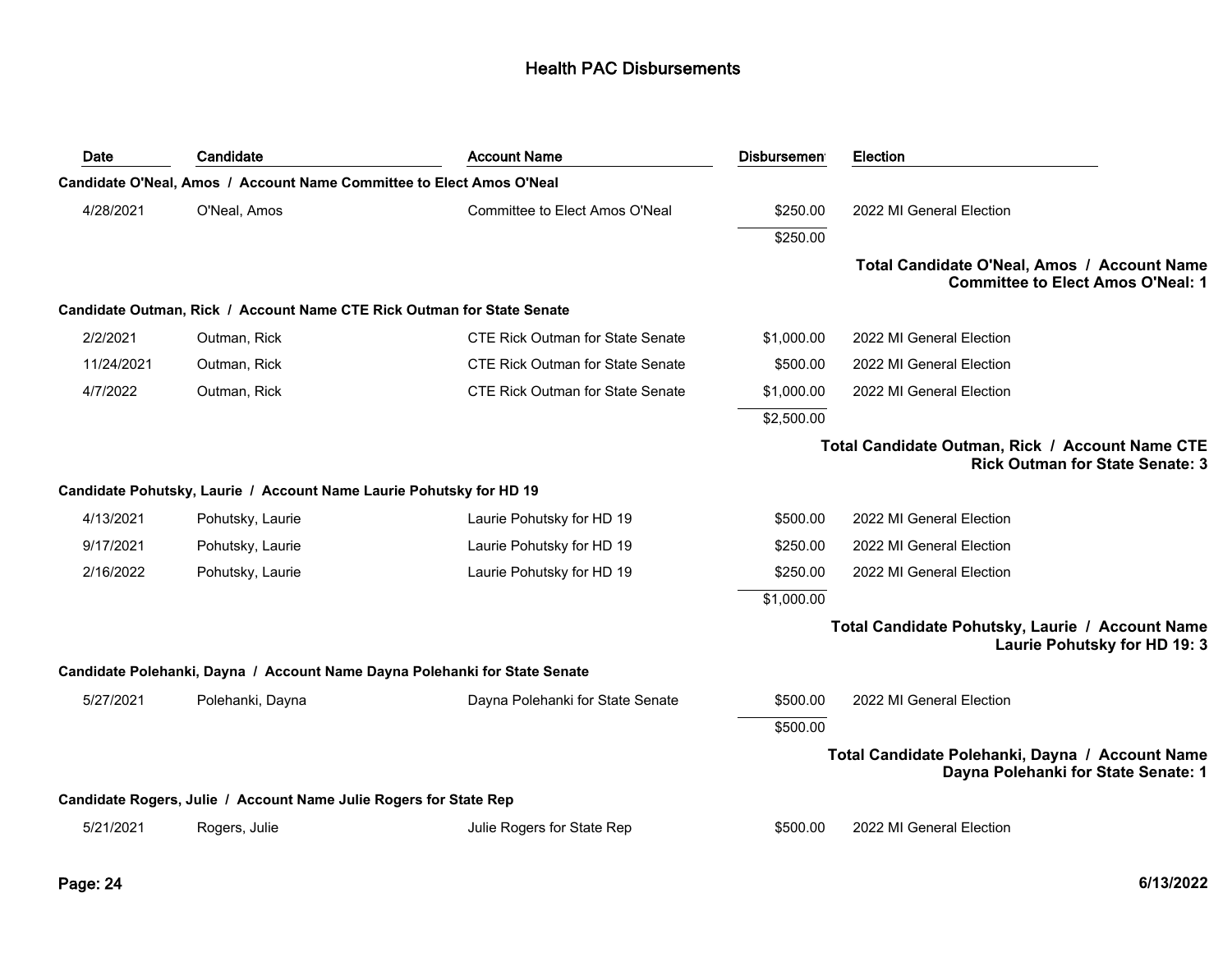# Health PAC Disbursements

| Date | Candidate | Account Name | Disbursement | Election |
|---|---|---|---|---|
| **Candidate O'Neal, Amos / Account Name Committee to Elect Amos O'Neal** | | | | |
| 4/28/2021 | O'Neal, Amos | Committee to Elect Amos O'Neal | $250.00 | 2022 MI General Election |
| | | | $250.00 | |
| | | | | **Total Candidate O'Neal, Amos / Account Name Committee to Elect Amos O'Neal: 1** |
| **Candidate Outman, Rick / Account Name CTE Rick Outman for State Senate** | | | | |
| 2/2/2021 | Outman, Rick | CTE Rick Outman for State Senate | $1,000.00 | 2022 MI General Election |
| 11/24/2021 | Outman, Rick | CTE Rick Outman for State Senate | $500.00 | 2022 MI General Election |
| 4/7/2022 | Outman, Rick | CTE Rick Outman for State Senate | $1,000.00 | 2022 MI General Election |
| | | | $2,500.00 | |
| | | | | **Total Candidate Outman, Rick / Account Name CTE Rick Outman for State Senate: 3** |
| **Candidate Pohutsky, Laurie / Account Name Laurie Pohutsky for HD 19** | | | | |
| 4/13/2021 | Pohutsky, Laurie | Laurie Pohutsky for HD 19 | $500.00 | 2022 MI General Election |
| 9/17/2021 | Pohutsky, Laurie | Laurie Pohutsky for HD 19 | $250.00 | 2022 MI General Election |
| 2/16/2022 | Pohutsky, Laurie | Laurie Pohutsky for HD 19 | $250.00 | 2022 MI General Election |
| | | | $1,000.00 | |
| | | | | **Total Candidate Pohutsky, Laurie / Account Name Laurie Pohutsky for HD 19: 3** |
| **Candidate Polehanki, Dayna / Account Name Dayna Polehanki for State Senate** | | | | |
| 5/27/2021 | Polehanki, Dayna | Dayna Polehanki for State Senate | $500.00 | 2022 MI General Election |
| | | | $500.00 | |
| | | | | **Total Candidate Polehanki, Dayna / Account Name Dayna Polehanki for State Senate: 1** |
| **Candidate Rogers, Julie / Account Name Julie Rogers for State Rep** | | | | |
| 5/21/2021 | Rogers, Julie | Julie Rogers for State Rep | $500.00 | 2022 MI General Election |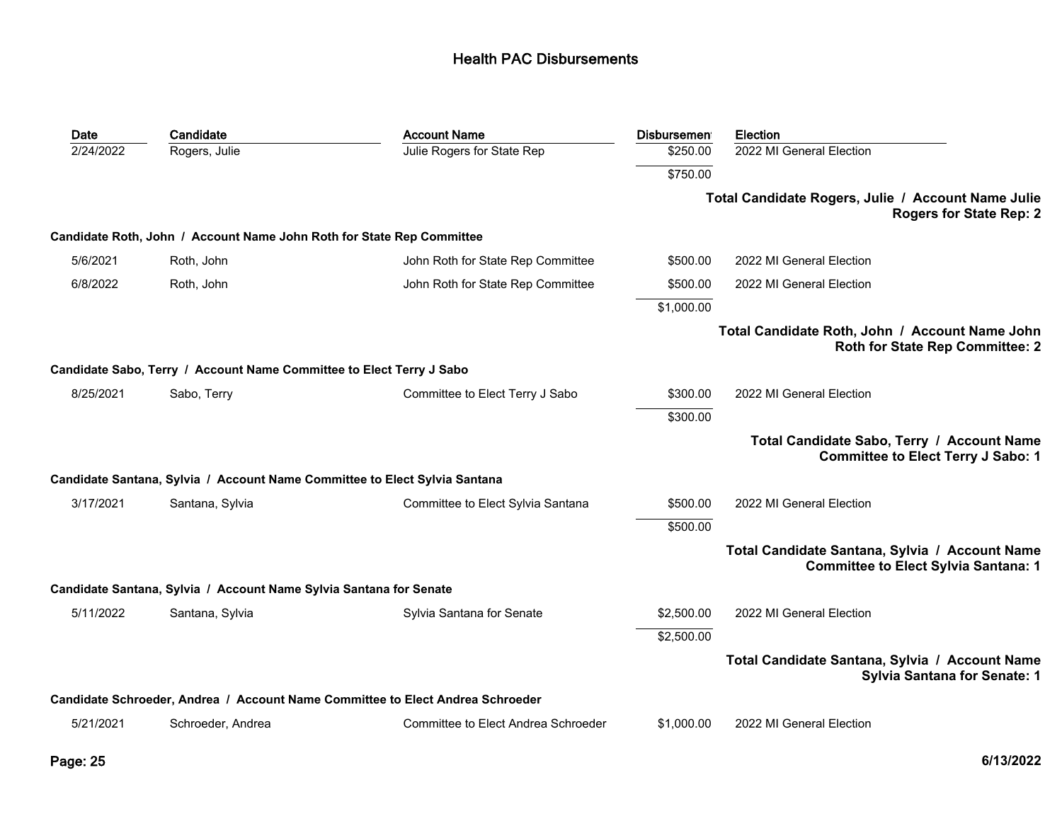# Health PAC Disbursements

| Date | Candidate | Account Name | Disbursement | Election |
|---|---|---|---|---|
| 2/24/2022 | Rogers, Julie | Julie Rogers for State Rep | $250.00 | 2022 MI General Election |
| | | | $750.00 | |

**Total Candidate Rogers, Julie / Account Name Julie Rogers for State Rep: 2**

**Candidate Roth, John / Account Name John Roth for State Rep Committee**

| Date | Candidate | Account Name | Disbursement | Election |
|---|---|---|---|---|
| 5/6/2021 | Roth, John | John Roth for State Rep Committee | $500.00 | 2022 MI General Election |
| 6/8/2022 | Roth, John | John Roth for State Rep Committee | $500.00 | 2022 MI General Election |
| | | | $1,000.00 | |

**Total Candidate Roth, John / Account Name John Roth for State Rep Committee: 2**

**Candidate Sabo, Terry / Account Name Committee to Elect Terry J Sabo**

| Date | Candidate | Account Name | Disbursement | Election |
|---|---|---|---|---|
| 8/25/2021 | Sabo, Terry | Committee to Elect Terry J Sabo | $300.00 | 2022 MI General Election |
| | | | $300.00 | |

**Total Candidate Sabo, Terry / Account Name Committee to Elect Terry J Sabo: 1**

**Candidate Santana, Sylvia / Account Name Committee to Elect Sylvia Santana**

| Date | Candidate | Account Name | Disbursement | Election |
|---|---|---|---|---|
| 3/17/2021 | Santana, Sylvia | Committee to Elect Sylvia Santana | $500.00 | 2022 MI General Election |
| | | | $500.00 | |

**Total Candidate Santana, Sylvia / Account Name Committee to Elect Sylvia Santana: 1**

**Candidate Santana, Sylvia / Account Name Sylvia Santana for Senate**

| Date | Candidate | Account Name | Disbursement | Election |
|---|---|---|---|---|
| 5/11/2022 | Santana, Sylvia | Sylvia Santana for Senate | $2,500.00 | 2022 MI General Election |
| | | | $2,500.00 | |

**Total Candidate Santana, Sylvia / Account Name Sylvia Santana for Senate: 1**

**Candidate Schroeder, Andrea / Account Name Committee to Elect Andrea Schroeder**

| Date | Candidate | Account Name | Disbursement | Election |
|---|---|---|---|---|
| 5/21/2021 | Schroeder, Andrea | Committee to Elect Andrea Schroeder | $1,000.00 | 2022 MI General Election |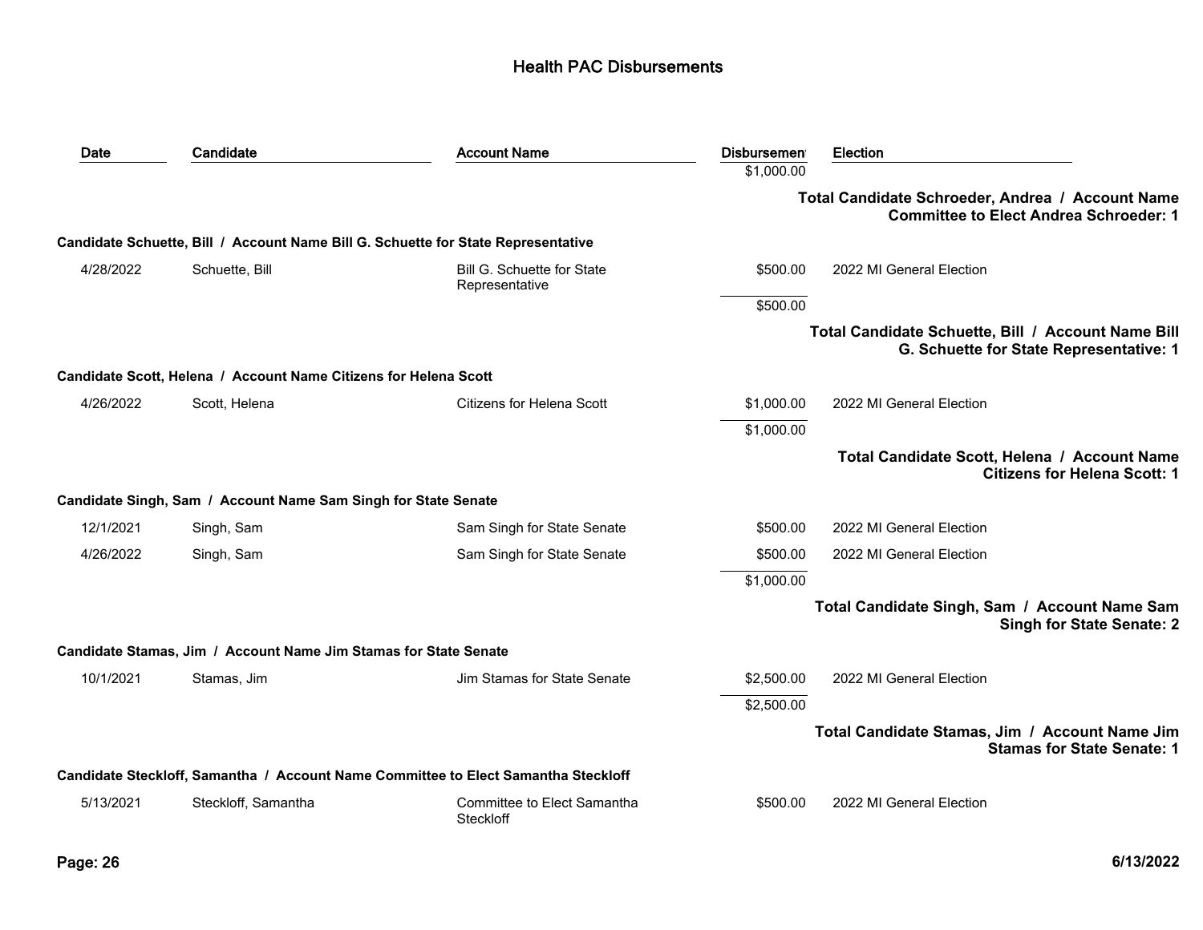## Health PAC Disbursements

| Date | Candidate | Account Name | Disbursement | Election |
|---|---|---|---|---|
| | | | $1,000.00 | |

**Total Candidate Schroeder, Andrea / Account Name Committee to Elect Andrea Schroeder: 1**

**Candidate Schuette, Bill / Account Name Bill G. Schuette for State Representative**

| Date | Candidate | Account Name | Disbursement | Election |
|---|---|---|---|---|
| 4/28/2022 | Schuette, Bill | Bill G. Schuette for State Representative | $500.00 | 2022 MI General Election |
| | | | $500.00 | |

**Total Candidate Schuette, Bill / Account Name Bill G. Schuette for State Representative: 1**

**Candidate Scott, Helena / Account Name Citizens for Helena Scott**

| Date | Candidate | Account Name | Disbursement | Election |
|---|---|---|---|---|
| 4/26/2022 | Scott, Helena | Citizens for Helena Scott | $1,000.00 | 2022 MI General Election |
| | | | $1,000.00 | |

**Total Candidate Scott, Helena / Account Name Citizens for Helena Scott: 1**

**Candidate Singh, Sam / Account Name Sam Singh for State Senate**

| Date | Candidate | Account Name | Disbursement | Election |
|---|---|---|---|---|
| 12/1/2021 | Singh, Sam | Sam Singh for State Senate | $500.00 | 2022 MI General Election |
| 4/26/2022 | Singh, Sam | Sam Singh for State Senate | $500.00 | 2022 MI General Election |
| | | | $1,000.00 | |

**Total Candidate Singh, Sam / Account Name Sam Singh for State Senate: 2**

**Candidate Stamas, Jim / Account Name Jim Stamas for State Senate**

| Date | Candidate | Account Name | Disbursement | Election |
|---|---|---|---|---|
| 10/1/2021 | Stamas, Jim | Jim Stamas for State Senate | $2,500.00 | 2022 MI General Election |
| | | | $2,500.00 | |

**Total Candidate Stamas, Jim / Account Name Jim Stamas for State Senate: 1**

**Candidate Steckloff, Samantha / Account Name Committee to Elect Samantha Steckloff**

| Date | Candidate | Account Name | Disbursement | Election |
|---|---|---|---|---|
| 5/13/2021 | Steckloff, Samantha | Committee to Elect Samantha Steckloff | $500.00 | 2022 MI General Election |

6/13/2022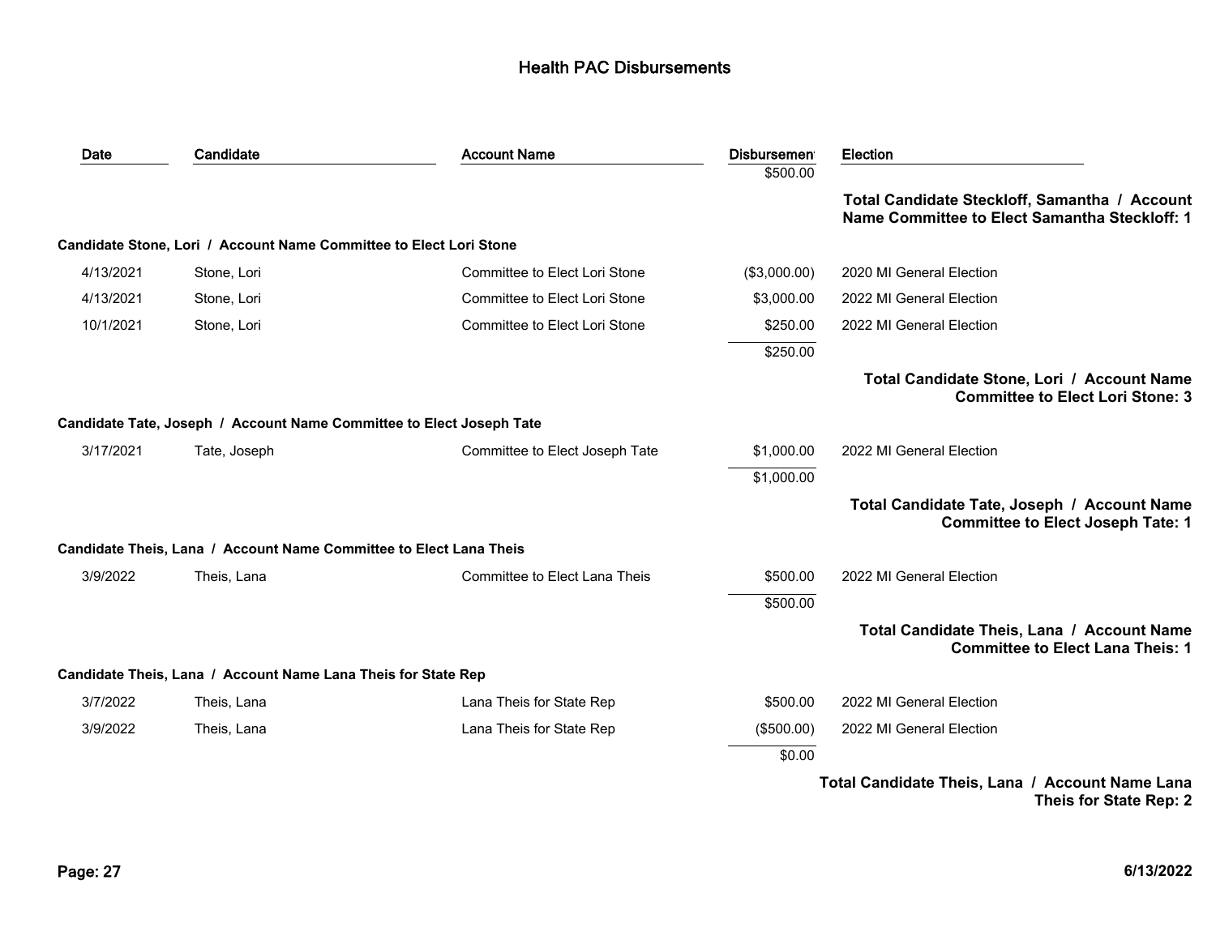## Health PAC Disbursements

| Date | Candidate | Account Name | Disbursement | Election |
|---|---|---|---|---|
| | | | $500.00 | |
| | | | | **Total Candidate Steckloff, Samantha / Account Name Committee to Elect Samantha Steckloff: 1** |
| **Candidate Stone, Lori / Account Name Committee to Elect Lori Stone** | | | | |
| 4/13/2021 | Stone, Lori | Committee to Elect Lori Stone | ($3,000.00) | 2020 MI General Election |
| 4/13/2021 | Stone, Lori | Committee to Elect Lori Stone | $3,000.00 | 2022 MI General Election |
| 10/1/2021 | Stone, Lori | Committee to Elect Lori Stone | $250.00 | 2022 MI General Election |
| | | | $250.00 | |
| | | | | **Total Candidate Stone, Lori / Account Name Committee to Elect Lori Stone: 3** |
| **Candidate Tate, Joseph / Account Name Committee to Elect Joseph Tate** | | | | |
| 3/17/2021 | Tate, Joseph | Committee to Elect Joseph Tate | $1,000.00 | 2022 MI General Election |
| | | | $1,000.00 | |
| | | | | **Total Candidate Tate, Joseph / Account Name Committee to Elect Joseph Tate: 1** |
| **Candidate Theis, Lana / Account Name Committee to Elect Lana Theis** | | | | |
| 3/9/2022 | Theis, Lana | Committee to Elect Lana Theis | $500.00 | 2022 MI General Election |
| | | | $500.00 | |
| | | | | **Total Candidate Theis, Lana / Account Name Committee to Elect Lana Theis: 1** |
| **Candidate Theis, Lana / Account Name Lana Theis for State Rep** | | | | |
| 3/7/2022 | Theis, Lana | Lana Theis for State Rep | $500.00 | 2022 MI General Election |
| 3/9/2022 | Theis, Lana | Lana Theis for State Rep | ($500.00) | 2022 MI General Election |
| | | | $0.00 | |
| | | | | **Total Candidate Theis, Lana / Account Name Lana Theis for State Rep: 2** |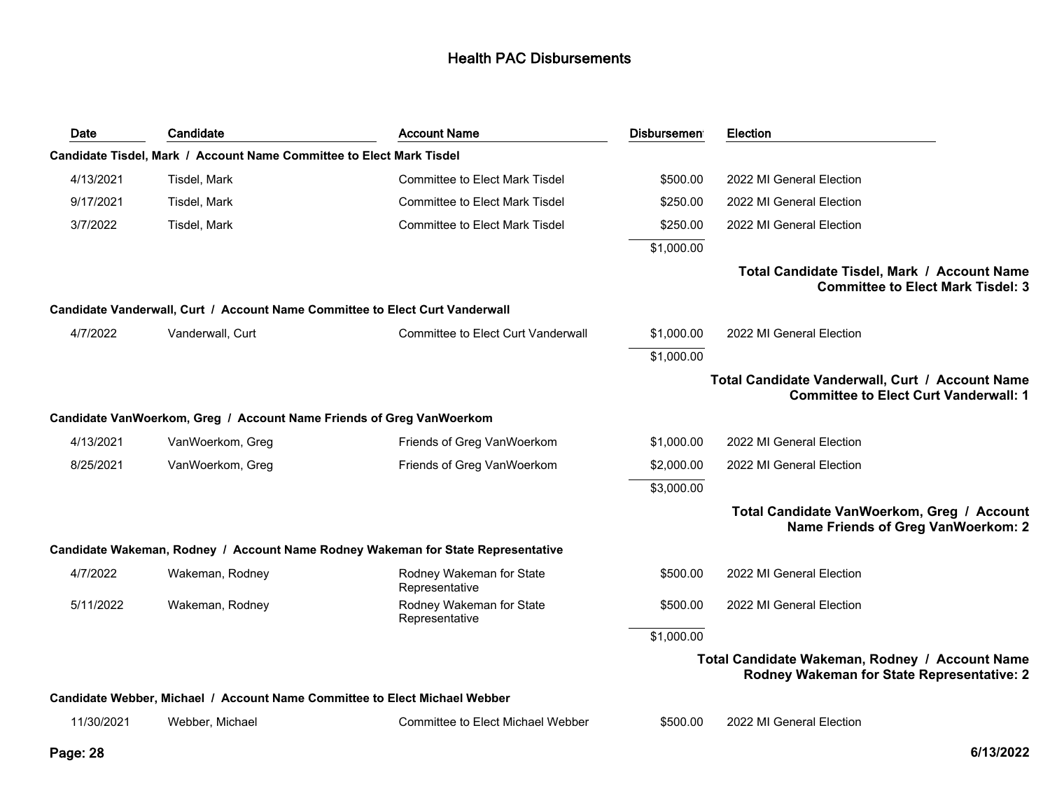# Health PAC Disbursements

| Date | Candidate | Account Name | Disbursement | Election |
|---|---|---|---|---|
| **Candidate Tisdel, Mark / Account Name Committee to Elect Mark Tisdel** | | | | |
| 4/13/2021 | Tisdel, Mark | Committee to Elect Mark Tisdel | $500.00 | 2022 MI General Election |
| 9/17/2021 | Tisdel, Mark | Committee to Elect Mark Tisdel | $250.00 | 2022 MI General Election |
| 3/7/2022 | Tisdel, Mark | Committee to Elect Mark Tisdel | $250.00 | 2022 MI General Election |
| | | | $1,000.00 | |
| | | | | **Total Candidate Tisdel, Mark / Account Name Committee to Elect Mark Tisdel: 3** |
| **Candidate Vanderwall, Curt / Account Name Committee to Elect Curt Vanderwall** | | | | |
| 4/7/2022 | Vanderwall, Curt | Committee to Elect Curt Vanderwall | $1,000.00 | 2022 MI General Election |
| | | | $1,000.00 | |
| | | | | **Total Candidate Vanderwall, Curt / Account Name Committee to Elect Curt Vanderwall: 1** |
| **Candidate VanWoerkom, Greg / Account Name Friends of Greg VanWoerkom** | | | | |
| 4/13/2021 | VanWoerkom, Greg | Friends of Greg VanWoerkom | $1,000.00 | 2022 MI General Election |
| 8/25/2021 | VanWoerkom, Greg | Friends of Greg VanWoerkom | $2,000.00 | 2022 MI General Election |
| | | | $3,000.00 | |
| | | | | **Total Candidate VanWoerkom, Greg / Account Name Friends of Greg VanWoerkom: 2** |
| **Candidate Wakeman, Rodney / Account Name Rodney Wakeman for State Representative** | | | | |
| 4/7/2022 | Wakeman, Rodney | Rodney Wakeman for State Representative | $500.00 | 2022 MI General Election |
| 5/11/2022 | Wakeman, Rodney | Rodney Wakeman for State Representative | $500.00 | 2022 MI General Election |
| | | | $1,000.00 | |
| | | | | **Total Candidate Wakeman, Rodney / Account Name Rodney Wakeman for State Representative: 2** |
| **Candidate Webber, Michael / Account Name Committee to Elect Michael Webber** | | | | |
| 11/30/2021 | Webber, Michael | Committee to Elect Michael Webber | $500.00 | 2022 MI General Election |

**6/13/2022**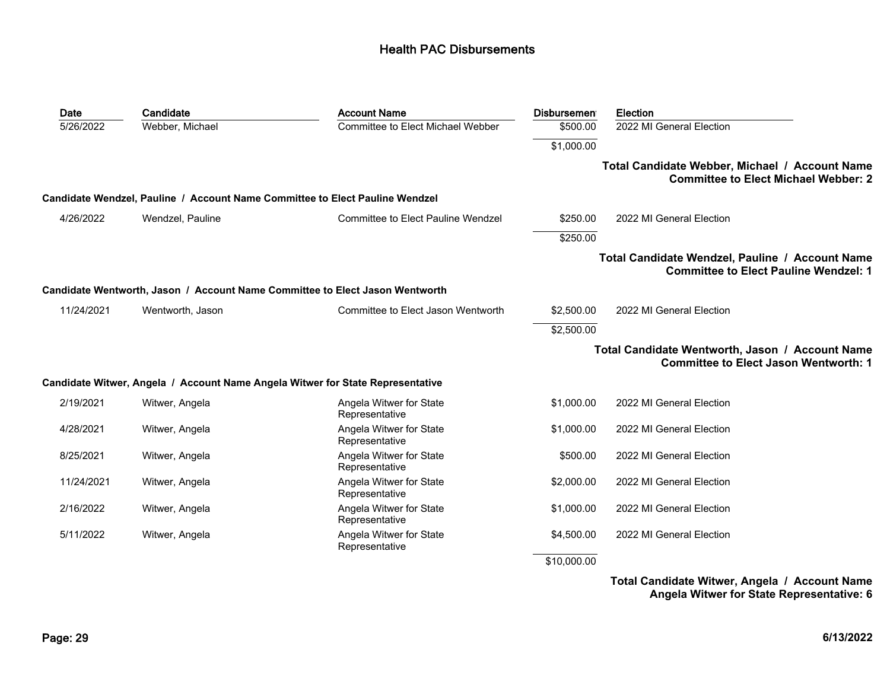# Health PAC Disbursements

| Date | Candidate | Account Name | Disbursement | Election |
|---|---|---|---|---|
| 5/26/2022 | Webber, Michael | Committee to Elect Michael Webber | $500.00 | 2022 MI General Election |
| | | | $1,000.00 | |

**Total Candidate Webber, Michael / Account Name Committee to Elect Michael Webber: 2**

**Candidate Wendzel, Pauline / Account Name Committee to Elect Pauline Wendzel**

| Date | Candidate | Account Name | Disbursement | Election |
|---|---|---|---|---|
| 4/26/2022 | Wendzel, Pauline | Committee to Elect Pauline Wendzel | $250.00 | 2022 MI General Election |
| | | | $250.00 | |

**Total Candidate Wendzel, Pauline / Account Name Committee to Elect Pauline Wendzel: 1**

**Candidate Wentworth, Jason / Account Name Committee to Elect Jason Wentworth**

| Date | Candidate | Account Name | Disbursement | Election |
|---|---|---|---|---|
| 11/24/2021 | Wentworth, Jason | Committee to Elect Jason Wentworth | $2,500.00 | 2022 MI General Election |
| | | | $2,500.00 | |

**Total Candidate Wentworth, Jason / Account Name Committee to Elect Jason Wentworth: 1**

**Candidate Witwer, Angela / Account Name Angela Witwer for State Representative**

| Date | Candidate | Account Name | Disbursement | Election |
|---|---|---|---|---|
| 2/19/2021 | Witwer, Angela | Angela Witwer for State Representative | $1,000.00 | 2022 MI General Election |
| 4/28/2021 | Witwer, Angela | Angela Witwer for State Representative | $1,000.00 | 2022 MI General Election |
| 8/25/2021 | Witwer, Angela | Angela Witwer for State Representative | $500.00 | 2022 MI General Election |
| 11/24/2021 | Witwer, Angela | Angela Witwer for State Representative | $2,000.00 | 2022 MI General Election |
| 2/16/2022 | Witwer, Angela | Angela Witwer for State Representative | $1,000.00 | 2022 MI General Election |
| 5/11/2022 | Witwer, Angela | Angela Witwer for State Representative | $4,500.00 | 2022 MI General Election |
| | | | $10,000.00 | |

**Total Candidate Witwer, Angela / Account Name Angela Witwer for State Representative: 6**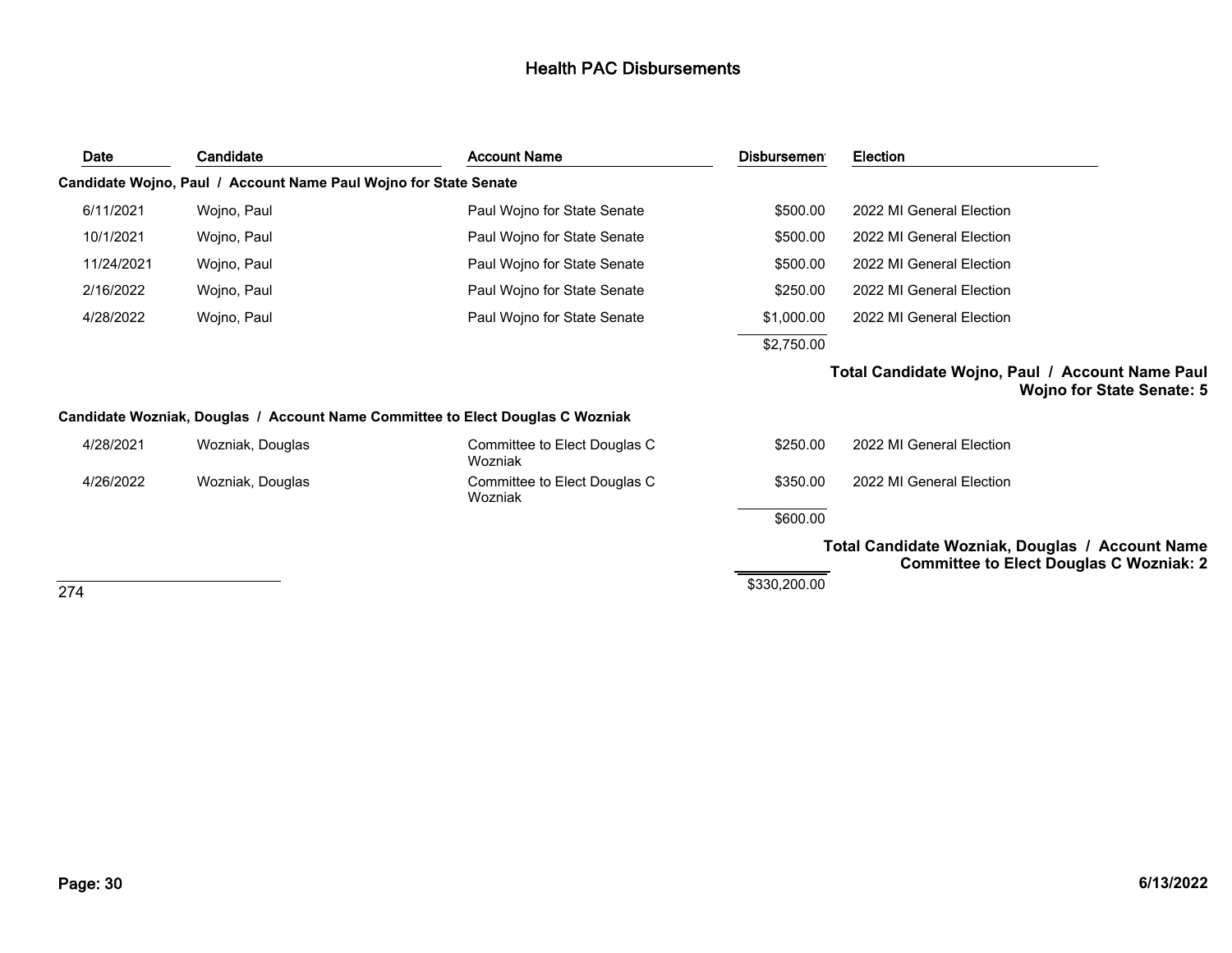# Health PAC Disbursements

| Date | Candidate | Account Name | Disbursement | Election |
|---|---|---|---|---|
| **Candidate Wojno, Paul / Account Name Paul Wojno for State Senate** | | | | |
| 6/11/2021 | Wojno, Paul | Paul Wojno for State Senate | $500.00 | 2022 MI General Election |
| 10/1/2021 | Wojno, Paul | Paul Wojno for State Senate | $500.00 | 2022 MI General Election |
| 11/24/2021 | Wojno, Paul | Paul Wojno for State Senate | $500.00 | 2022 MI General Election |
| 2/16/2022 | Wojno, Paul | Paul Wojno for State Senate | $250.00 | 2022 MI General Election |
| 4/28/2022 | Wojno, Paul | Paul Wojno for State Senate | $1,000.00 | 2022 MI General Election |
| | | | $2,750.00 | |
| | | | | **Total Candidate Wojno, Paul / Account Name Paul Wojno for State Senate: 5** |
| **Candidate Wozniak, Douglas / Account Name Committee to Elect Douglas C Wozniak** | | | | |
| 4/28/2021 | Wozniak, Douglas | Committee to Elect Douglas C Wozniak | $250.00 | 2022 MI General Election |
| 4/26/2022 | Wozniak, Douglas | Committee to Elect Douglas C Wozniak | $350.00 | 2022 MI General Election |
| | | | $600.00 | |
| | | | | **Total Candidate Wozniak, Douglas / Account Name Committee to Elect Douglas C Wozniak: 2** |
| 274 | | | $330,200.00 | |

6/13/2022